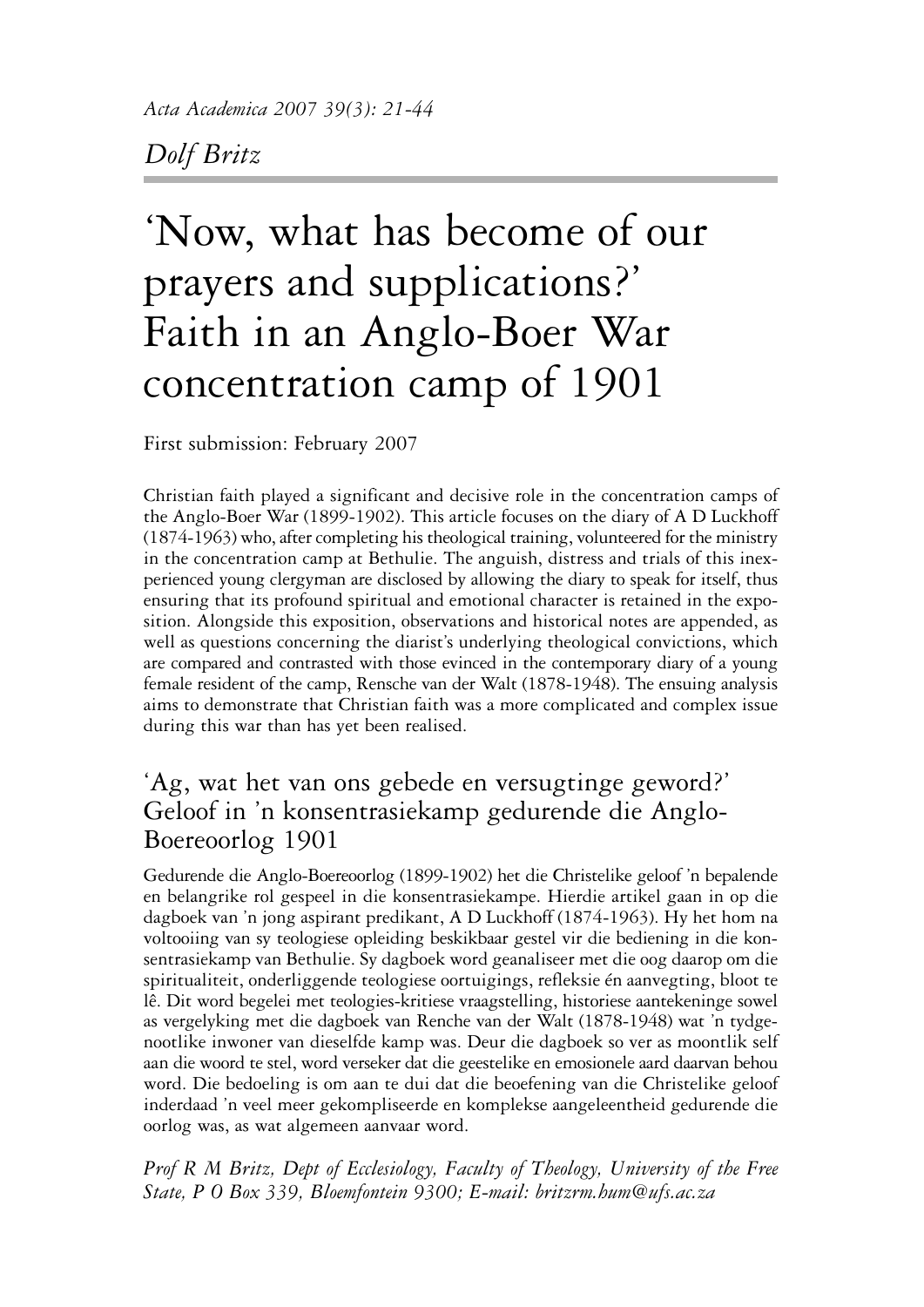*Acta Academica 2007 39(3): 21-44*

*Dolf Britz*

# 'Now, what has become of our prayers and supplications?' Faith in an Anglo-Boer War concentration camp of 1901

First submission: February 2007

Christian faith played a significant and decisive role in the concentration camps of the Anglo-Boer War (1899-1902). This article focuses on the diary of A D Luckhoff (1874-1963) who, after completing his theological training, volunteered for the ministry in the concentration camp at Bethulie. The anguish, distress and trials of this inexperienced young clergyman are disclosed by allowing the diary to speak for itself, thus ensuring that its profound spiritual and emotional character is retained in the exposition. Alongside this exposition, observations and historical notes are appended, as well as questions concerning the diarist's underlying theological convictions, which are compared and contrasted with those evinced in the contemporary diary of a young female resident of the camp, Rensche van der Walt (1878-1948). The ensuing analysis aims to demonstrate that Christian faith was a more complicated and complex issue during this war than has yet been realised.

## 'Ag, wat het van ons gebede en versugtinge geword?' Geloof in 'n konsentrasiekamp gedurende die Anglo-Boereoorlog 1901

Gedurende die Anglo-Boereoorlog (1899-1902) het die Christelike geloof 'n bepalende en belangrike rol gespeel in die konsentrasiekampe. Hierdie artikel gaan in op die dagboek van 'n jong aspirant predikant, A D Luckhoff (1874-1963). Hy het hom na voltooiing van sy teologiese opleiding beskikbaar gestel vir die bediening in die konsentrasiekamp van Bethulie. Sy dagboek word geanaliseer met die oog daarop om die spiritualiteit, onderliggende teologiese oortuigings, refleksie én aanvegting, bloot te lê. Dit word begelei met teologies-kritiese vraagstelling, historiese aantekeninge sowel as vergelyking met die dagboek van Renche van der Walt (1878-1948) wat 'n tydgenootlike inwoner van dieselfde kamp was. Deur die dagboek so ver as moontlik self aan die woord te stel, word verseker dat die geestelike en emosionele aard daarvan behou word. Die bedoeling is om aan te dui dat die beoefening van die Christelike geloof inderdaad 'n veel meer gekompliseerde en komplekse aangeleentheid gedurende die oorlog was, as wat algemeen aanvaar word.

*Prof R M Britz, Dept of Ecclesiology, Faculty of Theology, University of the Free State, P O Box 339, Bloemfontein 9300; E-mail: britzrm.hum@ufs.ac.za*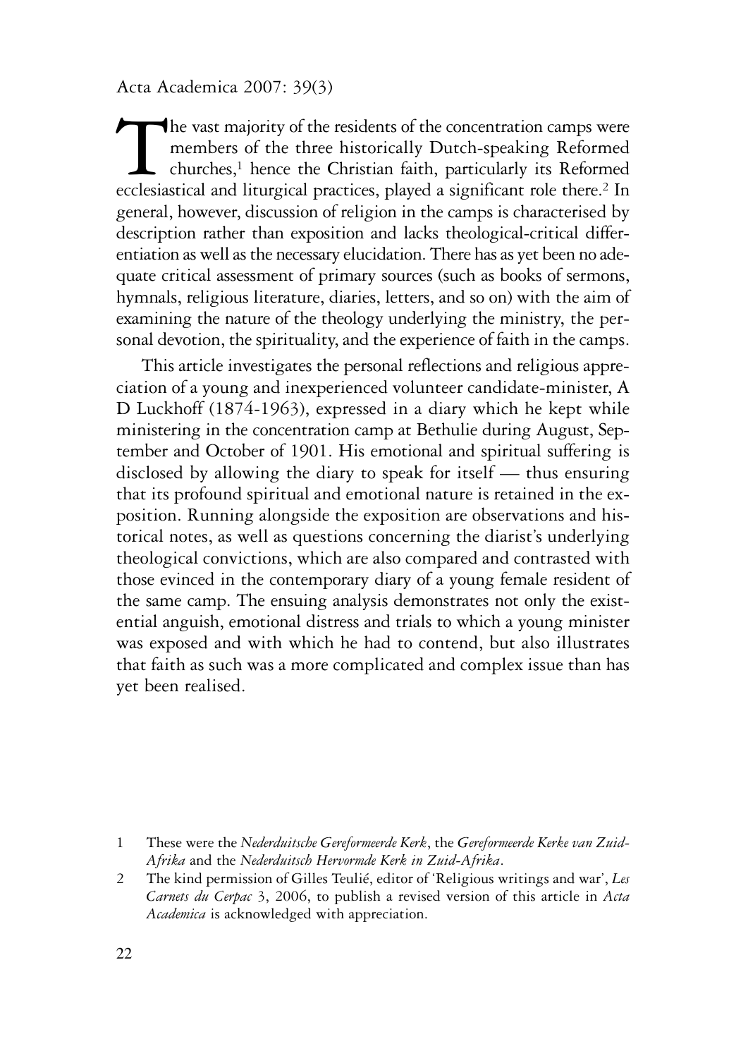The vast majority of the residents of the concentration camps were members of the three historically Dutch-speaking Reformed churches,[1] hence the Christian faith, particularly its Reformed ecclesiastical and liturgical practices, played a significant role there.[2] In general, however, discussion of religion in the camps is characterised by description rather than exposition and lacks theological-critical differentiation as well as the necessary elucidation. There has as yet been no adequate critical assessment of primary sources (such as books of sermons, hymnals, religious literature, diaries, letters, and so on) with the aim of examining the nature of the theology underlying the ministry, the personal devotion, the spirituality, and the experience of faith in the camps.

This article investigates the personal reflections and religious appreciation of a young and inexperienced volunteer candidate-minister, A D Luckhoff (1874-1963), expressed in a diary which he kept while ministering in the concentration camp at Bethulie during August, September and October of 1901. His emotional and spiritual suffering is disclosed by allowing the diary to speak for itself — thus ensuring that its profound spiritual and emotional nature is retained in the exposition. Running alongside the exposition are observations and historical notes, as well as questions concerning the diarist's underlying theological convictions, which are also compared and contrasted with those evinced in the contemporary diary of a young female resident of the same camp. The ensuing analysis demonstrates not only the existential anguish, emotional distress and trials to which a young minister was exposed and with which he had to contend, but also illustrates that faith as such was a more complicated and complex issue than has yet been realised.

1 These were the *Nederduitsche Gereformeerde Kerk*, the *Gereformeerde Kerke van Zuid-Afrika* and the *Nederduitsch Hervormde Kerk in Zuid-Afrika*.

2 The kind permission of Gilles Teulié, editor of 'Religious writings and war', *Les Carnets du Cerpac* 3, 2006, to publish a revised version of this article in *Acta Academica* is acknowledged with appreciation.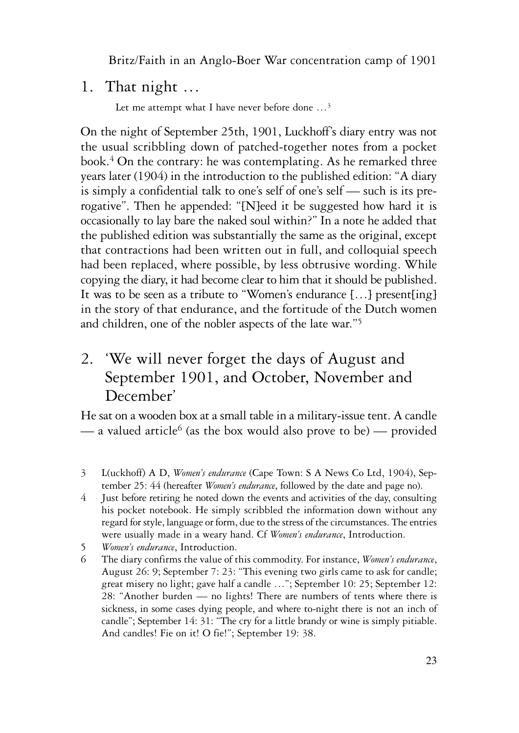## 1. That night …

Let me attempt what I have never before done …[3]

On the night of September 25th, 1901, Luckhoff's diary entry was not the usual scribbling down of patched-together notes from a pocket book.[4] On the contrary: he was contemplating. As he remarked three years later (1904) in the introduction to the published edition: "A diary is simply a confidential talk to one's self of one's self — such is its prerogative". Then he appended: "[N]eed it be suggested how hard it is occasionally to lay bare the naked soul within?" In a note he added that the published edition was substantially the same as the original, except that contractions had been written out in full, and colloquial speech had been replaced, where possible, by less obtrusive wording. While copying the diary, it had become clear to him that it should be published. It was to be seen as a tribute to "Women's endurance […] present[ing] in the story of that endurance, and the fortitude of the Dutch women and children, one of the nobler aspects of the late war."[5]

## 2. 'We will never forget the days of August and September 1901, and October, November and December'

He sat on a wooden box at a small table in a military-issue tent. A candle — a valued article[6] (as the box would also prove to be) — provided

---

3 L(uckhoff) A D, *Women's endurance* (Cape Town: S A News Co Ltd, 1904), September 25: 44 (hereafter *Women's endurance*, followed by the date and page no).

4 Just before retiring he noted down the events and activities of the day, consulting his pocket notebook. He simply scribbled the information down without any regard for style, language or form, due to the stress of the circumstances. The entries were usually made in a weary hand. Cf *Women's endurance*, Introduction.

5 *Women's endurance*, Introduction.

6 The diary confirms the value of this commodity. For instance, *Women's endurance*, August 26: 9; September 7: 23: "This evening two girls came to ask for candle; great misery no light; gave half a candle …"; September 10: 25; September 12: 28: "Another burden — no lights! There are numbers of tents where there is sickness, in some cases dying people, and where to-night there is not an inch of candle"; September 14: 31: "The cry for a little brandy or wine is simply pitiable. And candles! Fie on it! O fie!"; September 19: 38.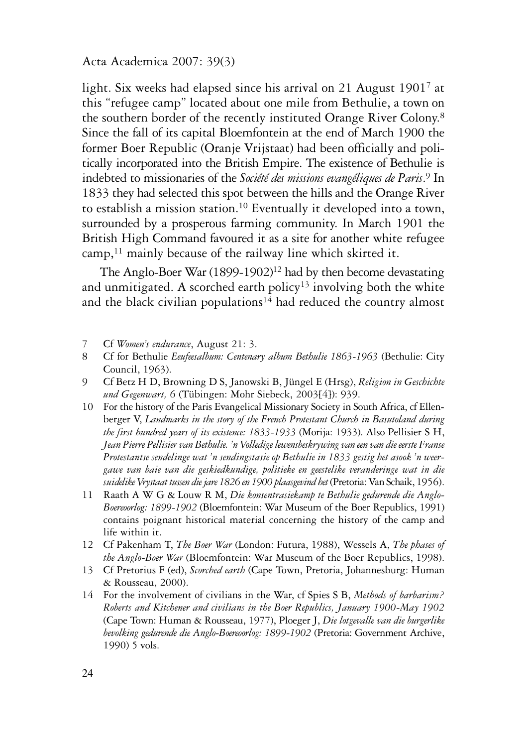light. Six weeks had elapsed since his arrival on 21 August 1901[7] at this "refugee camp" located about one mile from Bethulie, a town on the southern border of the recently instituted Orange River Colony.[8] Since the fall of its capital Bloemfontein at the end of March 1900 the former Boer Republic (Oranje Vrijstaat) had been officially and politically incorporated into the British Empire. The existence of Bethulie is indebted to missionaries of the *Société des missions evangéliques de Paris*.[9] In 1833 they had selected this spot between the hills and the Orange River to establish a mission station.[10] Eventually it developed into a town, surrounded by a prosperous farming community. In March 1901 the British High Command favoured it as a site for another white refugee camp,[11] mainly because of the railway line which skirted it.

The Anglo-Boer War (1899-1902)[12] had by then become devastating and unmitigated. A scorched earth policy[13] involving both the white and the black civilian populations[14] had reduced the country almost

---

7 Cf *Women's endurance*, August 21: 3.

8 Cf for Bethulie *Eeufeesalbum: Centenary album Bethulie 1863-1963* (Bethulie: City Council, 1963).

9 Cf Betz H D, Browning D S, Janowski B, Jüngel E (Hrsg), *Religion in Geschichte und Gegenwart, 6* (Tübingen: Mohr Siebeck, 2003[4]): 939.

10 For the history of the Paris Evangelical Missionary Society in South Africa, cf Ellenberger V, *Landmarks in the story of the French Protestant Church in Basutoland during the first hundred years of its existence: 1833-1933* (Morija: 1933). Also Pellisier S H, *Jean Pierre Pellisier van Bethulie. 'n Volledige lewensbeskrywing van een van die eerste Franse Protestantse sendelinge wat 'n sendingstasie op Bethulie in 1833 gestig het asook 'n weergawe van baie van die geskiedkundige, politieke en geestelike veranderinge wat in die suidelike Vrystaat tussen die jare 1826 en 1900 plaasgevind het* (Pretoria: Van Schaik, 1956).

11 Raath A W G & Louw R M, *Die konsentrasiekamp te Bethulie gedurende die Anglo-Boereoorlog: 1899-1902* (Bloemfontein: War Museum of the Boer Republics, 1991) contains poignant historical material concerning the history of the camp and life within it.

12 Cf Pakenham T, *The Boer War* (London: Futura, 1988), Wessels A, *The phases of the Anglo-Boer War* (Bloemfontein: War Museum of the Boer Republics, 1998).

13 Cf Pretorius F (ed), *Scorched earth* (Cape Town, Pretoria, Johannesburg: Human & Rousseau, 2000).

14 For the involvement of civilians in the War, cf Spies S B, *Methods of barbarism? Roberts and Kitchener and civilians in the Boer Republics, January 1900-May 1902* (Cape Town: Human & Rousseau, 1977), Ploeger J, *Die lotgevalle van die burgerlike bevolking gedurende die Anglo-Boereoorlog: 1899-1902* (Pretoria: Government Archive, 1990) 5 vols.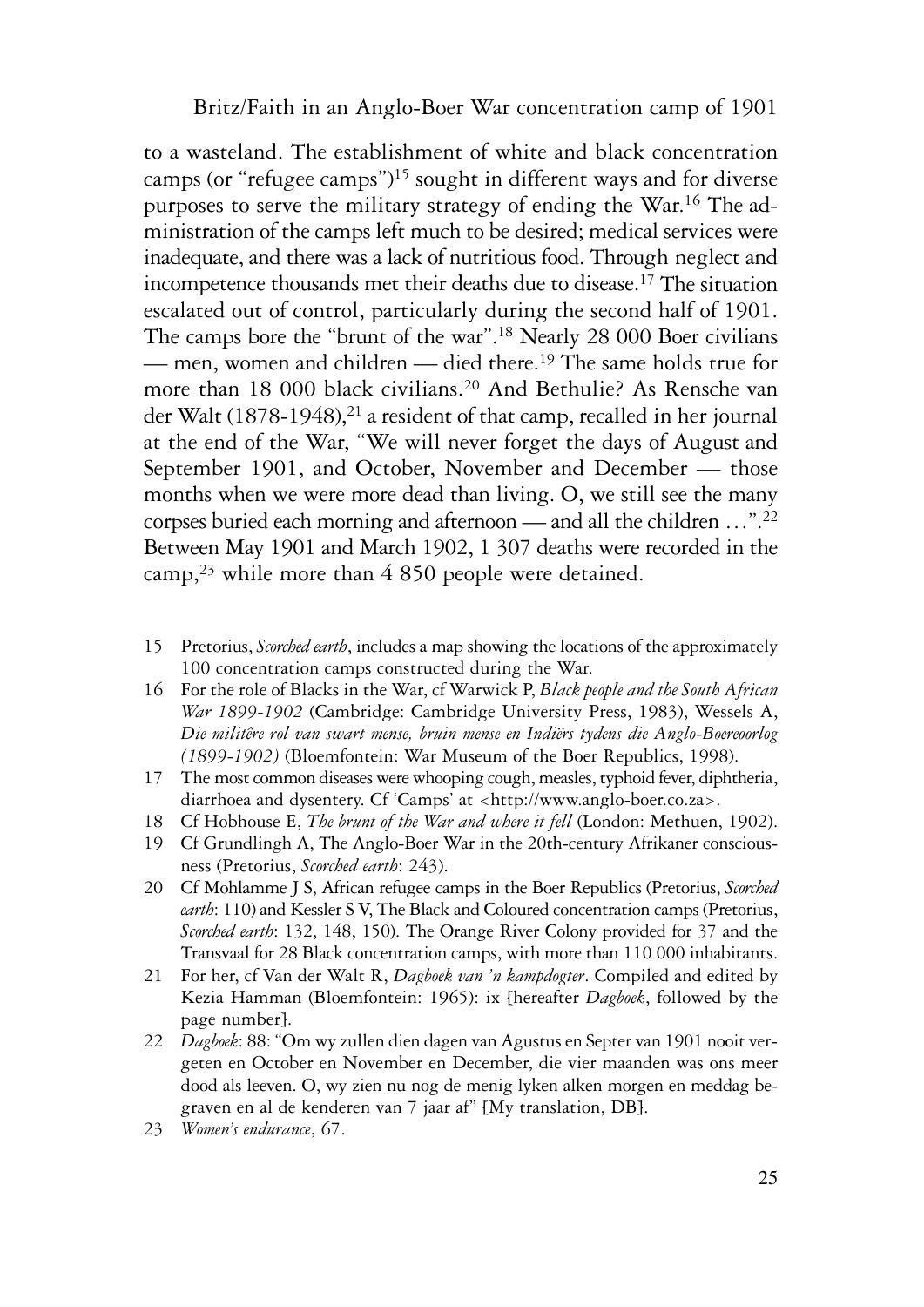to a wasteland. The establishment of white and black concentration camps (or "refugee camps")[15] sought in different ways and for diverse purposes to serve the military strategy of ending the War.[16] The administration of the camps left much to be desired; medical services were inadequate, and there was a lack of nutritious food. Through neglect and incompetence thousands met their deaths due to disease.[17] The situation escalated out of control, particularly during the second half of 1901. The camps bore the "brunt of the war".[18] Nearly 28 000 Boer civilians — men, women and children — died there.[19] The same holds true for more than 18 000 black civilians.[20] And Bethulie? As Rensche van der Walt (1878-1948),[21] a resident of that camp, recalled in her journal at the end of the War, "We will never forget the days of August and September 1901, and October, November and December — those months when we were more dead than living. O, we still see the many corpses buried each morning and afternoon — and all the children …".[22] Between May 1901 and March 1902, 1 307 deaths were recorded in the camp,[23] while more than 4 850 people were detained.

15 Pretorius, *Scorched earth*, includes a map showing the locations of the approximately 100 concentration camps constructed during the War.

16 For the role of Blacks in the War, cf Warwick P, *Black people and the South African War 1899-1902* (Cambridge: Cambridge University Press, 1983), Wessels A, *Die militêre rol van swart mense, bruin mense en Indiërs tydens die Anglo-Boereoorlog (1899-1902)* (Bloemfontein: War Museum of the Boer Republics, 1998).

17 The most common diseases were whooping cough, measles, typhoid fever, diphtheria, diarrhoea and dysentery. Cf 'Camps' at <http://www.anglo-boer.co.za>.

18 Cf Hobhouse E, *The brunt of the War and where it fell* (London: Methuen, 1902).

19 Cf Grundlingh A, The Anglo-Boer War in the 20th-century Afrikaner consciousness (Pretorius, *Scorched earth*: 243).

20 Cf Mohlamme J S, African refugee camps in the Boer Republics (Pretorius, *Scorched earth*: 110) and Kessler S V, The Black and Coloured concentration camps (Pretorius, *Scorched earth*: 132, 148, 150). The Orange River Colony provided for 37 and the Transvaal for 28 Black concentration camps, with more than 110 000 inhabitants.

21 For her, cf Van der Walt R, *Dagboek van 'n kampdogter*. Compiled and edited by Kezia Hamman (Bloemfontein: 1965): ix [hereafter *Dagboek*, followed by the page number].

22 *Dagboek*: 88: "Om wy zullen dien dagen van Agustus en Septer van 1901 nooit vergeten en October en November en December, die vier maanden was ons meer dood als leeven. O, wy zien nu nog de menig lyken alken morgen en meddag begraven en al de kenderen van 7 jaar af" [My translation, DB].

23 *Women's endurance*, 67.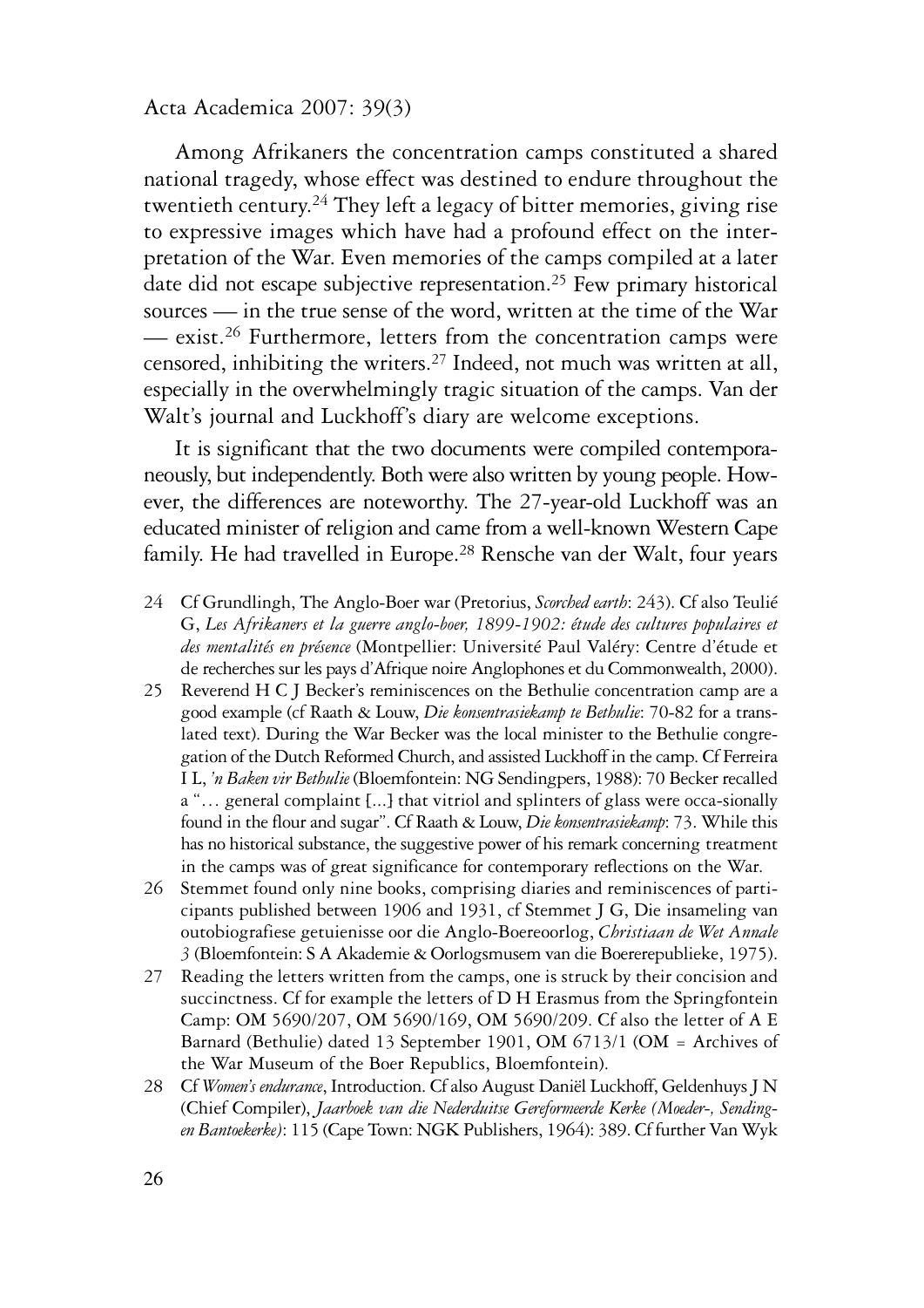Among Afrikaners the concentration camps constituted a shared national tragedy, whose effect was destined to endure throughout the twentieth century.[24] They left a legacy of bitter memories, giving rise to expressive images which have had a profound effect on the interpretation of the War. Even memories of the camps compiled at a later date did not escape subjective representation.[25] Few primary historical sources — in the true sense of the word, written at the time of the War — exist.[26] Furthermore, letters from the concentration camps were censored, inhibiting the writers.[27] Indeed, not much was written at all, especially in the overwhelmingly tragic situation of the camps. Van der Walt's journal and Luckhoff's diary are welcome exceptions.

It is significant that the two documents were compiled contemporaneously, but independently. Both were also written by young people. However, the differences are noteworthy. The 27-year-old Luckhoff was an educated minister of religion and came from a well-known Western Cape family. He had travelled in Europe.[28] Rensche van der Walt, four years

24 Cf Grundlingh, The Anglo-Boer war (Pretorius, *Scorched earth*: 243). Cf also Teulié G, *Les Afrikaners et la guerre anglo-boer, 1899-1902: étude des cultures populaires et des mentalités en présence* (Montpellier: Université Paul Valéry: Centre d'étude et de recherches sur les pays d'Afrique noire Anglophones et du Commonwealth, 2000).

25 Reverend H C J Becker's reminiscences on the Bethulie concentration camp are a good example (cf Raath & Louw, *Die konsentrasiekamp te Bethulie*: 70-82 for a translated text). During the War Becker was the local minister to the Bethulie congregation of the Dutch Reformed Church, and assisted Luckhoff in the camp. Cf Ferreira I L, *'n Baken vir Bethulie* (Bloemfontein: NG Sendingpers, 1988): 70 Becker recalled a "… general complaint [...] that vitriol and splinters of glass were occa-sionally found in the flour and sugar". Cf Raath & Louw, *Die konsentrasiekamp*: 73. While this has no historical substance, the suggestive power of his remark concerning treatment in the camps was of great significance for contemporary reflections on the War.

26 Stemmet found only nine books, comprising diaries and reminiscences of participants published between 1906 and 1931, cf Stemmet J G, Die insameling van outobiografiese getuienisse oor die Anglo-Boereoorlog, *Christiaan de Wet Annale 3* (Bloemfontein: S A Akademie & Oorlogsmusem van die Boererepublieke, 1975).

27 Reading the letters written from the camps, one is struck by their concision and succinctness. Cf for example the letters of D H Erasmus from the Springfontein Camp: OM 5690/207, OM 5690/169, OM 5690/209. Cf also the letter of A E Barnard (Bethulie) dated 13 September 1901, OM 6713/1 (OM = Archives of the War Museum of the Boer Republics, Bloemfontein).

28 Cf *Women's endurance*, Introduction. Cf also August Daniël Luckhoff, Geldenhuys J N (Chief Compiler), *Jaarboek van die Nederduitse Gereformeerde Kerke (Moeder-, Sending- en Bantoekerke)*: 115 (Cape Town: NGK Publishers, 1964): 389. Cf further Van Wyk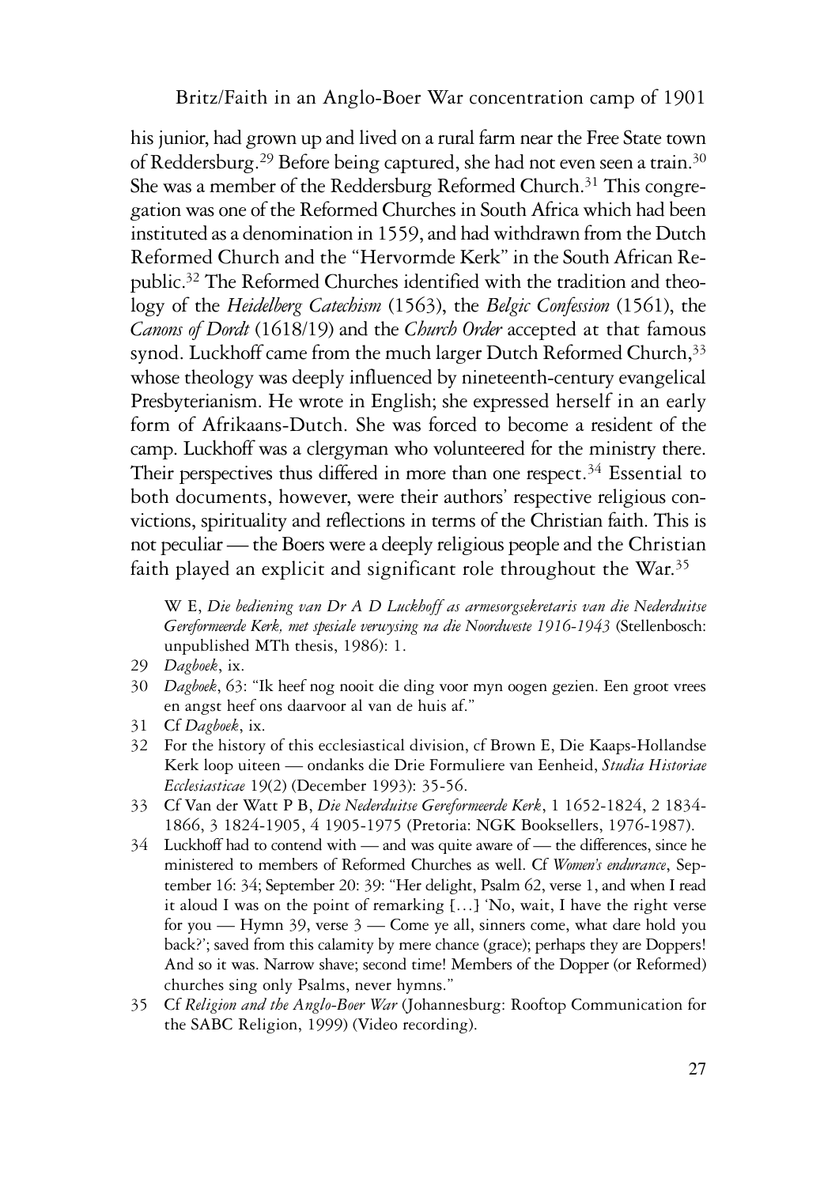his junior, had grown up and lived on a rural farm near the Free State town of Reddersburg.[29] Before being captured, she had not even seen a train.[30] She was a member of the Reddersburg Reformed Church.[31] This congregation was one of the Reformed Churches in South Africa which had been instituted as a denomination in 1559, and had withdrawn from the Dutch Reformed Church and the "Hervormde Kerk" in the South African Republic.[32] The Reformed Churches identified with the tradition and theology of the *Heidelberg Catechism* (1563), the *Belgic Confession* (1561), the *Canons of Dordt* (1618/19) and the *Church Order* accepted at that famous synod. Luckhoff came from the much larger Dutch Reformed Church,[33] whose theology was deeply influenced by nineteenth-century evangelical Presbyterianism. He wrote in English; she expressed herself in an early form of Afrikaans-Dutch. She was forced to become a resident of the camp. Luckhoff was a clergyman who volunteered for the ministry there. Their perspectives thus differed in more than one respect.[34] Essential to both documents, however, were their authors' respective religious convictions, spirituality and reflections in terms of the Christian faith. This is not peculiar — the Boers were a deeply religious people and the Christian faith played an explicit and significant role throughout the War.[35]

W E, *Die bediening van Dr A D Luckhoff as armesorgsekretaris van die Nederduitse Gereformeerde Kerk, met spesiale verwysing na die Noordweste 1916-1943* (Stellenbosch: unpublished MTh thesis, 1986): 1.

29 *Dagboek*, ix.

30 *Dagboek*, 63: "Ik heef nog nooit die ding voor myn oogen gezien. Een groot vrees en angst heef ons daarvoor al van de huis af."

31 Cf *Dagboek*, ix.

32 For the history of this ecclesiastical division, cf Brown E, Die Kaaps-Hollandse Kerk loop uiteen — ondanks die Drie Formuliere van Eenheid, *Studia Historiae Ecclesiasticae* 19(2) (December 1993): 35-56.

33 Cf Van der Watt P B, *Die Nederduitse Gereformeerde Kerk*, 1 1652-1824, 2 1834-1866, 3 1824-1905, 4 1905-1975 (Pretoria: NGK Booksellers, 1976-1987).

34 Luckhoff had to contend with — and was quite aware of — the differences, since he ministered to members of Reformed Churches as well. Cf *Women's endurance*, September 16: 34; September 20: 39: "Her delight, Psalm 62, verse 1, and when I read it aloud I was on the point of remarking [...] 'No, wait, I have the right verse for you — Hymn 39, verse 3 — Come ye all, sinners come, what dare hold you back?'; saved from this calamity by mere chance (grace); perhaps they are Doppers! And so it was. Narrow shave; second time! Members of the Dopper (or Reformed) churches sing only Psalms, never hymns."

35 Cf *Religion and the Anglo-Boer War* (Johannesburg: Rooftop Communication for the SABC Religion, 1999) (Video recording).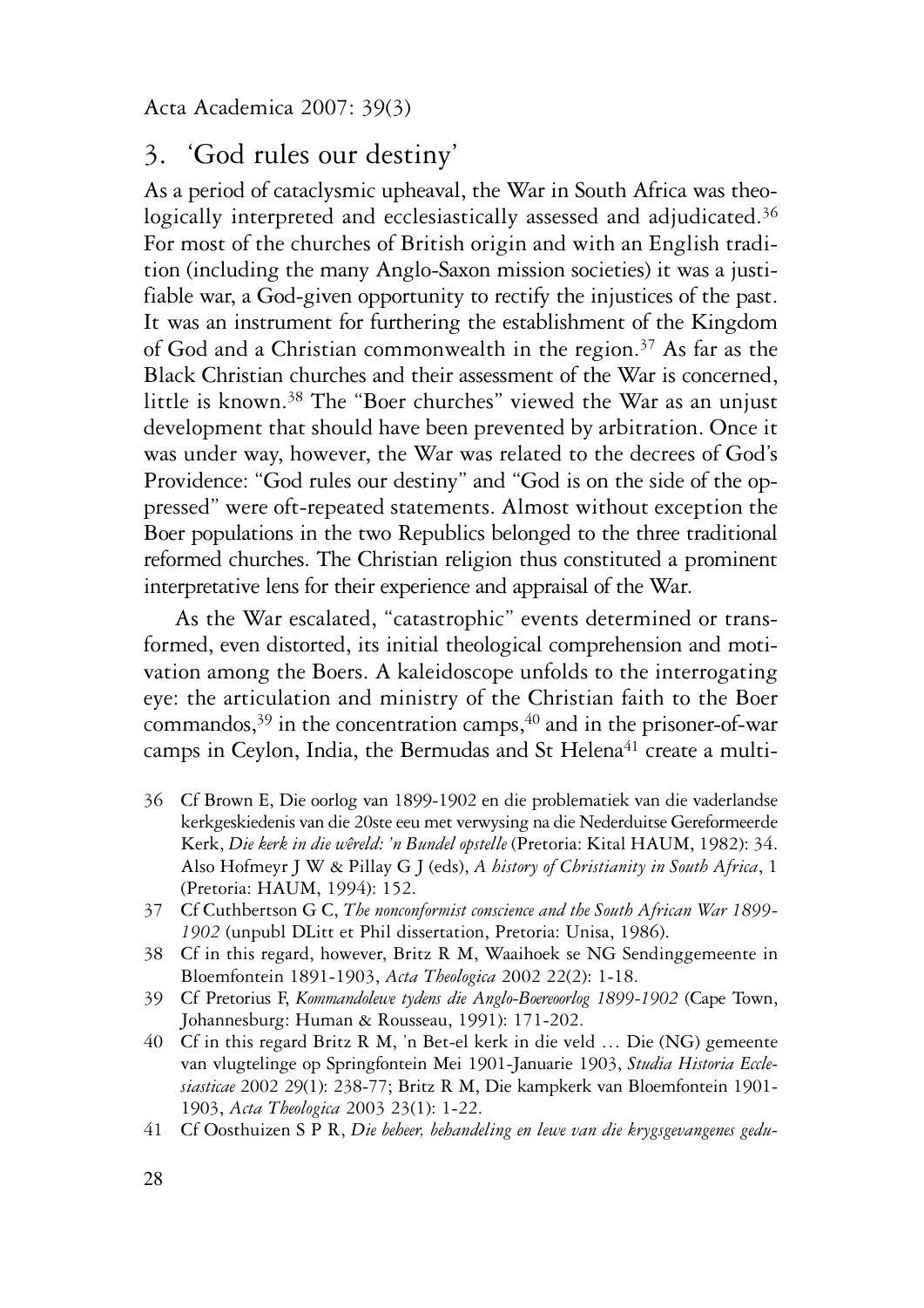## 3. 'God rules our destiny'

As a period of cataclysmic upheaval, the War in South Africa was theologically interpreted and ecclesiastically assessed and adjudicated.[36] For most of the churches of British origin and with an English tradition (including the many Anglo-Saxon mission societies) it was a justifiable war, a God-given opportunity to rectify the injustices of the past. It was an instrument for furthering the establishment of the Kingdom of God and a Christian commonwealth in the region.[37] As far as the Black Christian churches and their assessment of the War is concerned, little is known.[38] The "Boer churches" viewed the War as an unjust development that should have been prevented by arbitration. Once it was under way, however, the War was related to the decrees of God's Providence: "God rules our destiny" and "God is on the side of the oppressed" were oft-repeated statements. Almost without exception the Boer populations in the two Republics belonged to the three traditional reformed churches. The Christian religion thus constituted a prominent interpretative lens for their experience and appraisal of the War.

As the War escalated, "catastrophic" events determined or transformed, even distorted, its initial theological comprehension and motivation among the Boers. A kaleidoscope unfolds to the interrogating eye: the articulation and ministry of the Christian faith to the Boer commandos,[39] in the concentration camps,[40] and in the prisoner-of-war camps in Ceylon, India, the Bermudas and St Helena[41] create a multi-

36 Cf Brown E, Die oorlog van 1899-1902 en die problematiek van die vaderlandse kerkgeskiedenis van die 20ste eeu met verwysing na die Nederduitse Gereformeerde Kerk, *Die kerk in die wêreld: 'n Bundel opstelle* (Pretoria: Kital HAUM, 1982): 34. Also Hofmeyr J W & Pillay G J (eds), *A history of Christianity in South Africa*, 1 (Pretoria: HAUM, 1994): 152.

37 Cf Cuthbertson G C, *The nonconformist conscience and the South African War 1899-1902* (unpubl DLitt et Phil dissertation, Pretoria: Unisa, 1986).

38 Cf in this regard, however, Britz R M, Waaihoek se NG Sendinggemeente in Bloemfontein 1891-1903, *Acta Theologica* 2002 22(2): 1-18.

39 Cf Pretorius F, *Kommandolewe tydens die Anglo-Boereoorlog 1899-1902* (Cape Town, Johannesburg: Human & Rousseau, 1991): 171-202.

40 Cf in this regard Britz R M, 'n Bet-el kerk in die veld … Die (NG) gemeente van vlugtelinge op Springfontein Mei 1901-Januarie 1903, *Studia Historia Ecclesiasticae* 2002 29(1): 238-77; Britz R M, Die kampkerk van Bloemfontein 1901-1903, *Acta Theologica* 2003 23(1): 1-22.

41 Cf Oosthuizen S P R, *Die beheer, behandeling en lewe van die krygsgevangenes gedu-*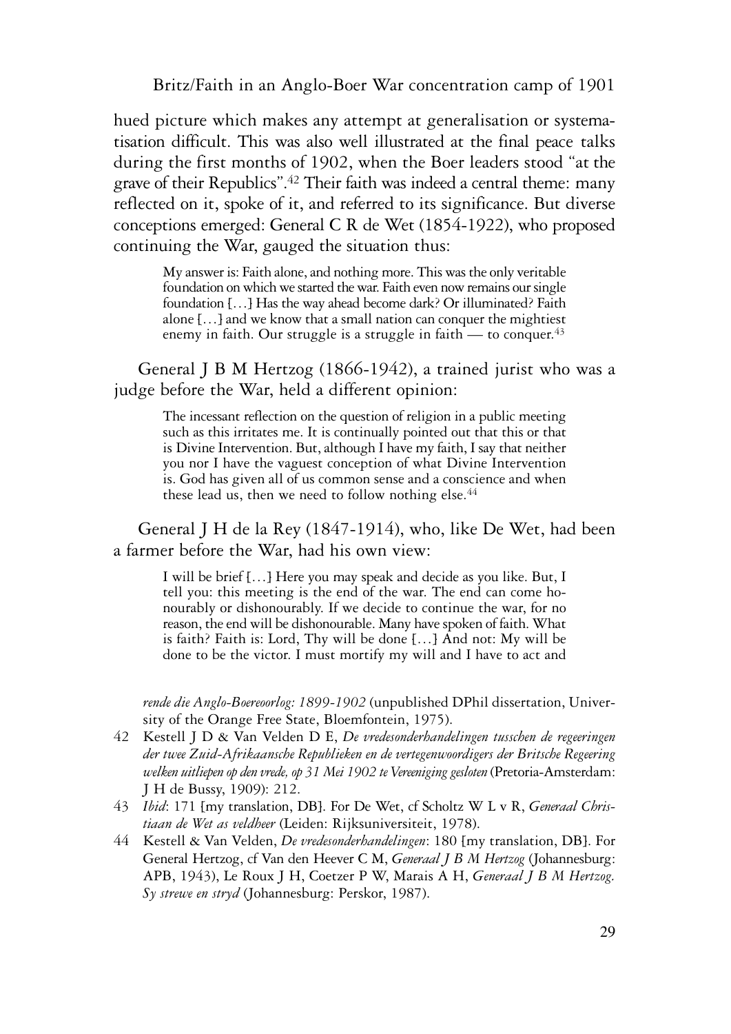hued picture which makes any attempt at generalisation or systematisation difficult. This was also well illustrated at the final peace talks during the first months of 1902, when the Boer leaders stood "at the grave of their Republics".[42] Their faith was indeed a central theme: many reflected on it, spoke of it, and referred to its significance. But diverse conceptions emerged: General C R de Wet (1854-1922), who proposed continuing the War, gauged the situation thus:

> My answer is: Faith alone, and nothing more. This was the only veritable foundation on which we started the war. Faith even now remains our single foundation [...] Has the way ahead become dark? Or illuminated? Faith alone [...] and we know that a small nation can conquer the mightiest enemy in faith. Our struggle is a struggle in faith — to conquer.[43]

General J B M Hertzog (1866-1942), a trained jurist who was a judge before the War, held a different opinion:

> The incessant reflection on the question of religion in a public meeting such as this irritates me. It is continually pointed out that this or that is Divine Intervention. But, although I have my faith, I say that neither you nor I have the vaguest conception of what Divine Intervention is. God has given all of us common sense and a conscience and when these lead us, then we need to follow nothing else.[44]

General J H de la Rey (1847-1914), who, like De Wet, had been a farmer before the War, had his own view:

> I will be brief [...] Here you may speak and decide as you like. But, I tell you: this meeting is the end of the war. The end can come honourably or dishonourably. If we decide to continue the war, for no reason, the end will be dishonourable. Many have spoken of faith. What is faith? Faith is: Lord, Thy will be done [...] And not: My will be done to be the victor. I must mortify my will and I have to act and

*rende die Anglo-Boereoorlog: 1899-1902* (unpublished DPhil dissertation, University of the Orange Free State, Bloemfontein, 1975).

42 Kestell J D & Van Velden D E, *De vredesonderhandelingen tusschen de regeeringen der twee Zuid-Afrikaansche Republieken en de vertegenwoordigers der Britsche Regeering welken uitliepen op den vrede, op 31 Mei 1902 te Vereeniging gesloten* (Pretoria-Amsterdam: J H de Bussy, 1909): 212.

43 *Ibid*: 171 [my translation, DB]. For De Wet, cf Scholtz W L v R, *Generaal Christiaan de Wet as veldheer* (Leiden: Rijksuniversiteit, 1978).

44 Kestell & Van Velden, *De vredesonderhandelingen*: 180 [my translation, DB]. For General Hertzog, cf Van den Heever C M, *Generaal J B M Hertzog* (Johannesburg: APB, 1943), Le Roux J H, Coetzer P W, Marais A H, *Generaal J B M Hertzog. Sy strewe en stryd* (Johannesburg: Perskor, 1987).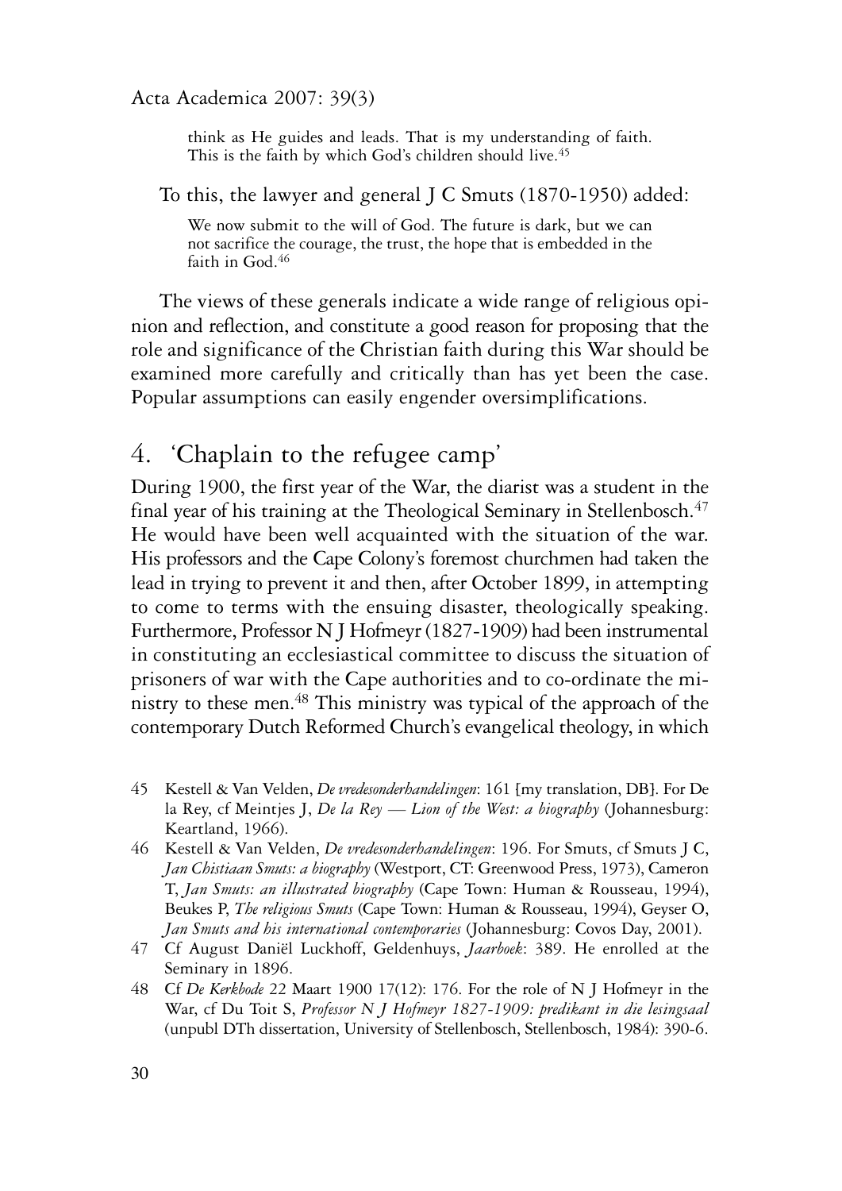> think as He guides and leads. That is my understanding of faith. This is the faith by which God's children should live.[45]

To this, the lawyer and general J C Smuts (1870-1950) added:

> We now submit to the will of God. The future is dark, but we can not sacrifice the courage, the trust, the hope that is embedded in the faith in God.[46]

The views of these generals indicate a wide range of religious opinion and reflection, and constitute a good reason for proposing that the role and significance of the Christian faith during this War should be examined more carefully and critically than has yet been the case. Popular assumptions can easily engender oversimplifications.

## 4. 'Chaplain to the refugee camp'

During 1900, the first year of the War, the diarist was a student in the final year of his training at the Theological Seminary in Stellenbosch.[47] He would have been well acquainted with the situation of the war. His professors and the Cape Colony's foremost churchmen had taken the lead in trying to prevent it and then, after October 1899, in attempting to come to terms with the ensuing disaster, theologically speaking. Furthermore, Professor N J Hofmeyr (1827-1909) had been instrumental in constituting an ecclesiastical committee to discuss the situation of prisoners of war with the Cape authorities and to co-ordinate the ministry to these men.[48] This ministry was typical of the approach of the contemporary Dutch Reformed Church's evangelical theology, in which

---

45 Kestell & Van Velden, *De vredesonderhandelingen*: 161 [my translation, DB]. For De la Rey, cf Meintjes J, *De la Rey — Lion of the West: a biography* (Johannesburg: Keartland, 1966).

46 Kestell & Van Velden, *De vredesonderhandelingen*: 196. For Smuts, cf Smuts J C, *Jan Chistiaan Smuts: a biography* (Westport, CT: Greenwood Press, 1973), Cameron T, *Jan Smuts: an illustrated biography* (Cape Town: Human & Rousseau, 1994), Beukes P, *The religious Smuts* (Cape Town: Human & Rousseau, 1994), Geyser O, *Jan Smuts and his international contemporaries* (Johannesburg: Covos Day, 2001).

47 Cf August Daniël Luckhoff, Geldenhuys, *Jaarboek*: 389. He enrolled at the Seminary in 1896.

48 Cf *De Kerkbode* 22 Maart 1900 17(12): 176. For the role of N J Hofmeyr in the War, cf Du Toit S, *Professor N J Hofmeyr 1827-1909: predikant in die lesingsaal* (unpubl DTh dissertation, University of Stellenbosch, Stellenbosch, 1984): 390-6.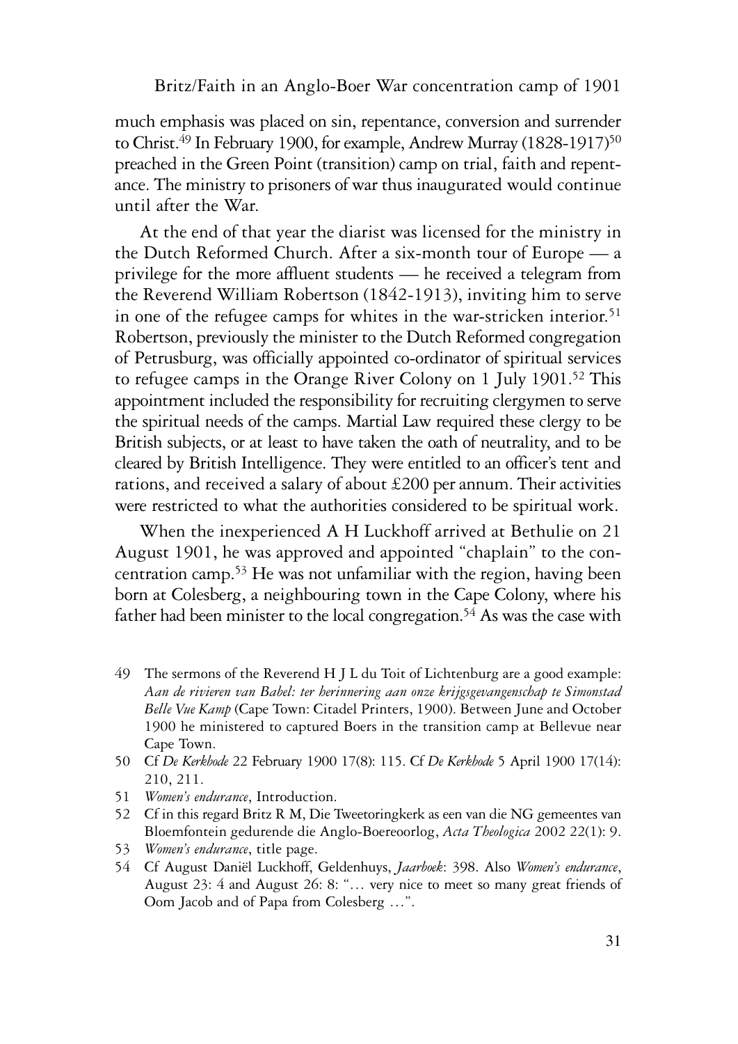much emphasis was placed on sin, repentance, conversion and surrender to Christ.[49] In February 1900, for example, Andrew Murray (1828-1917)[50] preached in the Green Point (transition) camp on trial, faith and repentance. The ministry to prisoners of war thus inaugurated would continue until after the War.

At the end of that year the diarist was licensed for the ministry in the Dutch Reformed Church. After a six-month tour of Europe — a privilege for the more affluent students — he received a telegram from the Reverend William Robertson (1842-1913), inviting him to serve in one of the refugee camps for whites in the war-stricken interior.[51] Robertson, previously the minister to the Dutch Reformed congregation of Petrusburg, was officially appointed co-ordinator of spiritual services to refugee camps in the Orange River Colony on 1 July 1901.[52] This appointment included the responsibility for recruiting clergymen to serve the spiritual needs of the camps. Martial Law required these clergy to be British subjects, or at least to have taken the oath of neutrality, and to be cleared by British Intelligence. They were entitled to an officer's tent and rations, and received a salary of about £200 per annum. Their activities were restricted to what the authorities considered to be spiritual work.

When the inexperienced A H Luckhoff arrived at Bethulie on 21 August 1901, he was approved and appointed "chaplain" to the concentration camp.[53] He was not unfamiliar with the region, having been born at Colesberg, a neighbouring town in the Cape Colony, where his father had been minister to the local congregation.[54] As was the case with

49 The sermons of the Reverend H J L du Toit of Lichtenburg are a good example: *Aan de rivieren van Babel: ter herinnering aan onze krijgsgevangenschap te Simonstad Belle Vue Kamp* (Cape Town: Citadel Printers, 1900). Between June and October 1900 he ministered to captured Boers in the transition camp at Bellevue near Cape Town.

50 Cf *De Kerkbode* 22 February 1900 17(8): 115. Cf *De Kerkbode* 5 April 1900 17(14): 210, 211.

51 *Women's endurance*, Introduction.

52 Cf in this regard Britz R M, Die Tweetoringkerk as een van die NG gemeentes van Bloemfontein gedurende die Anglo-Boereoorlog, *Acta Theologica* 2002 22(1): 9.

53 *Women's endurance*, title page.

54 Cf August Daniël Luckhoff, Geldenhuys, *Jaarboek*: 398. Also *Women's endurance*, August 23: 4 and August 26: 8: "… very nice to meet so many great friends of Oom Jacob and of Papa from Colesberg …".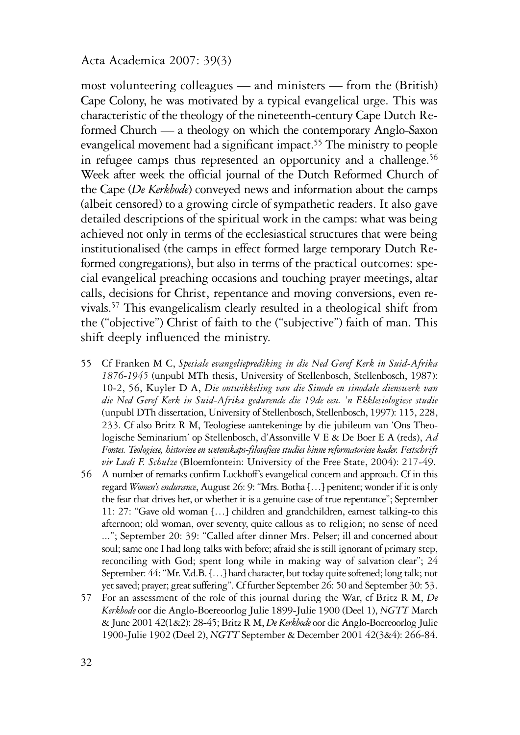most volunteering colleagues — and ministers — from the (British) Cape Colony, he was motivated by a typical evangelical urge. This was characteristic of the theology of the nineteenth-century Cape Dutch Reformed Church — a theology on which the contemporary Anglo-Saxon evangelical movement had a significant impact.[55] The ministry to people in refugee camps thus represented an opportunity and a challenge.[56] Week after week the official journal of the Dutch Reformed Church of the Cape (*De Kerkbode*) conveyed news and information about the camps (albeit censored) to a growing circle of sympathetic readers. It also gave detailed descriptions of the spiritual work in the camps: what was being achieved not only in terms of the ecclesiastical structures that were being institutionalised (the camps in effect formed large temporary Dutch Reformed congregations), but also in terms of the practical outcomes: special evangelical preaching occasions and touching prayer meetings, altar calls, decisions for Christ, repentance and moving conversions, even revivals.[57] This evangelicalism clearly resulted in a theological shift from the ("objective") Christ of faith to the ("subjective") faith of man. This shift deeply influenced the ministry.

55 Cf Franken M C, *Spesiale evangelieprediking in die Ned Geref Kerk in Suid-Afrika 1876-1945* (unpubl MTh thesis, University of Stellenbosch, Stellenbosch, 1987): 10-2, 56, Kuyler D A, *Die ontwikkeling van die Sinode en sinodale dienswerk van die Ned Geref Kerk in Suid-Afrika gedurende die 19de eeu. 'n Ekklesiologiese studie* (unpubl DTh dissertation, University of Stellenbosch, Stellenbosch, 1997): 115, 228, 233. Cf also Britz R M, Teologiese aantekeninge by die jubileum van 'Ons Theologische Seminarium' op Stellenbosch, d'Assonville V E & De Boer E A (reds), *Ad Fontes. Teologiese, historiese en wetenskaps-filosofiese studies binne reformatoriese kader. Festschrift vir Ludi F. Schulze* (Bloemfontein: University of the Free State, 2004): 217-49.

56 A number of remarks confirm Luckhoff's evangelical concern and approach. Cf in this regard *Women's endurance*, August 26: 9: "Mrs. Botha […] penitent; wonder if it is only the fear that drives her, or whether it is a genuine case of true repentance"; September 11: 27: "Gave old woman […] children and grandchildren, earnest talking-to this afternoon; old woman, over seventy, quite callous as to religion; no sense of need ..."; September 20: 39: "Called after dinner Mrs. Pelser; ill and concerned about soul; same one I had long talks with before; afraid she is still ignorant of primary step, reconciling with God; spent long while in making way of salvation clear"; 24 September: 44: "Mr. V.d.B. […] hard character, but today quite softened; long talk; not yet saved; prayer; great suffering". Cf further September 26: 50 and September 30: 53.

57 For an assessment of the role of this journal during the War, cf Britz R M, *De Kerkbode* oor die Anglo-Boereoorlog Julie 1899-Julie 1900 (Deel 1), *NGTT* March & June 2001 42(1&2): 28-45; Britz R M, *De Kerkbode* oor die Anglo-Boereoorlog Julie 1900-Julie 1902 (Deel 2), *NGTT* September & December 2001 42(3&4): 266-84.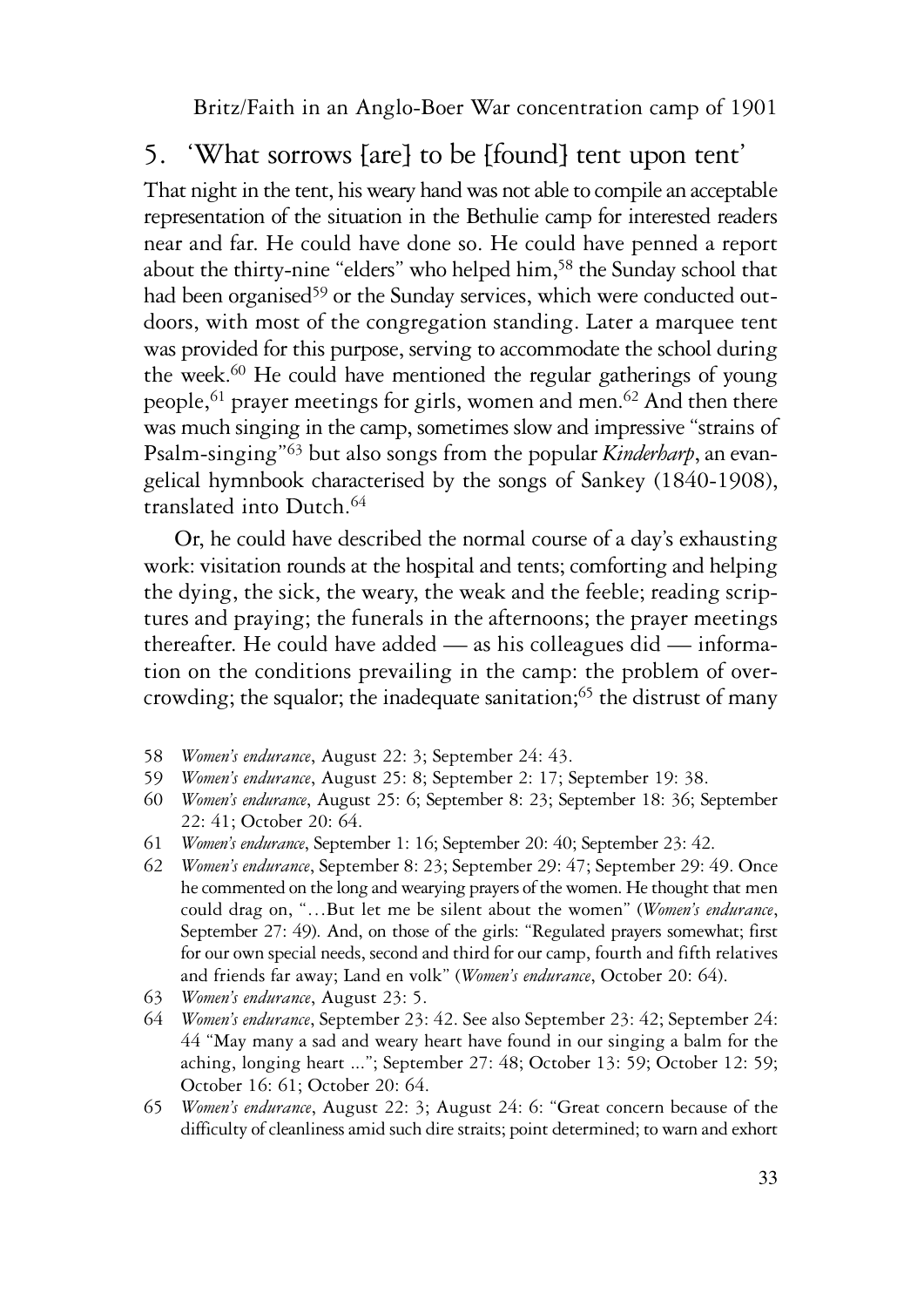## 5. 'What sorrows [are] to be [found] tent upon tent'

That night in the tent, his weary hand was not able to compile an acceptable representation of the situation in the Bethulie camp for interested readers near and far. He could have done so. He could have penned a report about the thirty-nine "elders" who helped him,[58] the Sunday school that had been organised[59] or the Sunday services, which were conducted outdoors, with most of the congregation standing. Later a marquee tent was provided for this purpose, serving to accommodate the school during the week.[60] He could have mentioned the regular gatherings of young people,[61] prayer meetings for girls, women and men.[62] And then there was much singing in the camp, sometimes slow and impressive "strains of Psalm-singing"[63] but also songs from the popular *Kinderharp*, an evangelical hymnbook characterised by the songs of Sankey (1840-1908), translated into Dutch.[64]

Or, he could have described the normal course of a day's exhausting work: visitation rounds at the hospital and tents; comforting and helping the dying, the sick, the weary, the weak and the feeble; reading scriptures and praying; the funerals in the afternoons; the prayer meetings thereafter. He could have added — as his colleagues did — information on the conditions prevailing in the camp: the problem of overcrowding; the squalor; the inadequate sanitation;[65] the distrust of many

58 *Women's endurance*, August 22: 3; September 24: 43.

59 *Women's endurance*, August 25: 8; September 2: 17; September 19: 38.

60 *Women's endurance*, August 25: 6; September 8: 23; September 18: 36; September 22: 41; October 20: 64.

61 *Women's endurance*, September 1: 16; September 20: 40; September 23: 42.

62 *Women's endurance*, September 8: 23; September 29: 47; September 29: 49. Once he commented on the long and wearying prayers of the women. He thought that men could drag on, "…But let me be silent about the women" (*Women's endurance*, September 27: 49). And, on those of the girls: "Regulated prayers somewhat; first for our own special needs, second and third for our camp, fourth and fifth relatives and friends far away; Land en volk" (*Women's endurance*, October 20: 64).

63 *Women's endurance*, August 23: 5.

64 *Women's endurance*, September 23: 42. See also September 23: 42; September 24: 44 "May many a sad and weary heart have found in our singing a balm for the aching, longing heart ..."; September 27: 48; October 13: 59; October 12: 59; October 16: 61; October 20: 64.

65 *Women's endurance*, August 22: 3; August 24: 6: "Great concern because of the difficulty of cleanliness amid such dire straits; point determined; to warn and exhort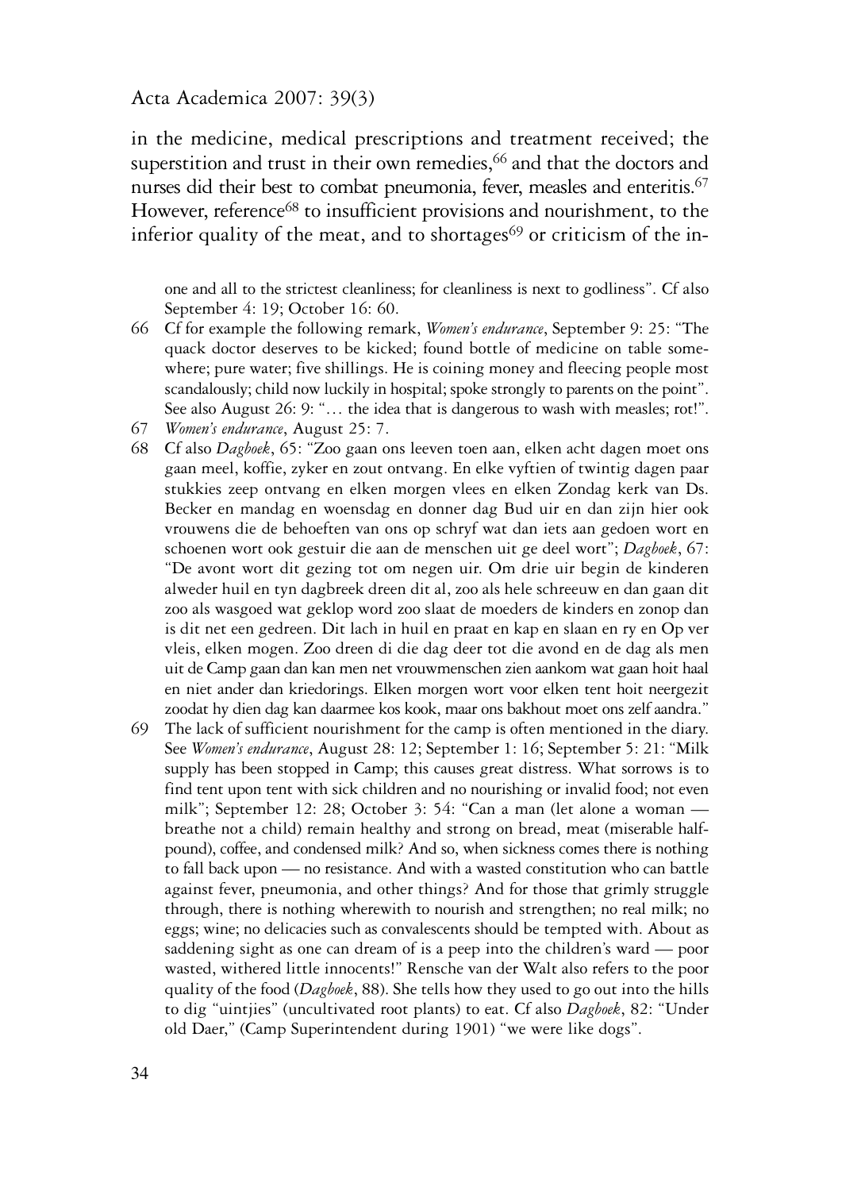in the medicine, medical prescriptions and treatment received; the superstition and trust in their own remedies,[66] and that the doctors and nurses did their best to combat pneumonia, fever, measles and enteritis.[67] However, reference[68] to insufficient provisions and nourishment, to the inferior quality of the meat, and to shortages[69] or criticism of the in-

one and all to the strictest cleanliness; for cleanliness is next to godliness". Cf also September 4: 19; October 16: 60.

66 Cf for example the following remark, *Women's endurance*, September 9: 25: "The quack doctor deserves to be kicked; found bottle of medicine on table somewhere; pure water; five shillings. He is coining money and fleecing people most scandalously; child now luckily in hospital; spoke strongly to parents on the point". See also August 26: 9: "… the idea that is dangerous to wash with measles; rot!".

67 *Women's endurance*, August 25: 7.

68 Cf also *Dagboek*, 65: "Zoo gaan ons leeven toen aan, elken acht dagen moet ons gaan meel, koffie, zyker en zout ontvang. En elke vyftien of twintig dagen paar stukkies zeep ontvang en elken morgen vlees en elken Zondag kerk van Ds. Becker en mandag en woensdag en donner dag Bud uir en dan zijn hier ook vrouwens die de behoeften van ons op schryf wat dan iets aan gedoen wort en schoenen wort ook gestuir die aan de menschen uit ge deel wort"; *Dagboek*, 67: "De avont wort dit gezing tot om negen uir. Om drie uir begin de kinderen alweder huil en tyn dagbreek dreen dit al, zoo als hele schreeuw en dan gaan dit zoo als wasgoed wat geklop word zoo slaat de moeders de kinders en zonop dan is dit net een gedreen. Dit lach in huil en praat en kap en slaan en ry en Op ver vleis, elken mogen. Zoo dreen di die dag deer tot die avond en de dag als men uit de Camp gaan dan kan men net vrouwmenschen zien aankom wat gaan hoit haal en niet ander dan kriedorings. Elken morgen wort voor elken tent hoit neergezit zoodat hy dien dag kan daarmee kos kook, maar ons bakhout moet ons zelf aandra."

69 The lack of sufficient nourishment for the camp is often mentioned in the diary. See *Women's endurance*, August 28: 12; September 1: 16; September 5: 21: "Milk supply has been stopped in Camp; this causes great distress. What sorrows is to find tent upon tent with sick children and no nourishing or invalid food; not even milk"; September 12: 28; October 3: 54: "Can a man (let alone a woman — breathe not a child) remain healthy and strong on bread, meat (miserable half-pound), coffee, and condensed milk? And so, when sickness comes there is nothing to fall back upon — no resistance. And with a wasted constitution who can battle against fever, pneumonia, and other things? And for those that grimly struggle through, there is nothing wherewith to nourish and strengthen; no real milk; no eggs; wine; no delicacies such as convalescents should be tempted with. About as saddening sight as one can dream of is a peep into the children's ward — poor wasted, withered little innocents!" Rensche van der Walt also refers to the poor quality of the food (*Dagboek*, 88). She tells how they used to go out into the hills to dig "uintjies" (uncultivated root plants) to eat. Cf also *Dagboek*, 82: "Under old Daer," (Camp Superintendent during 1901) "we were like dogs".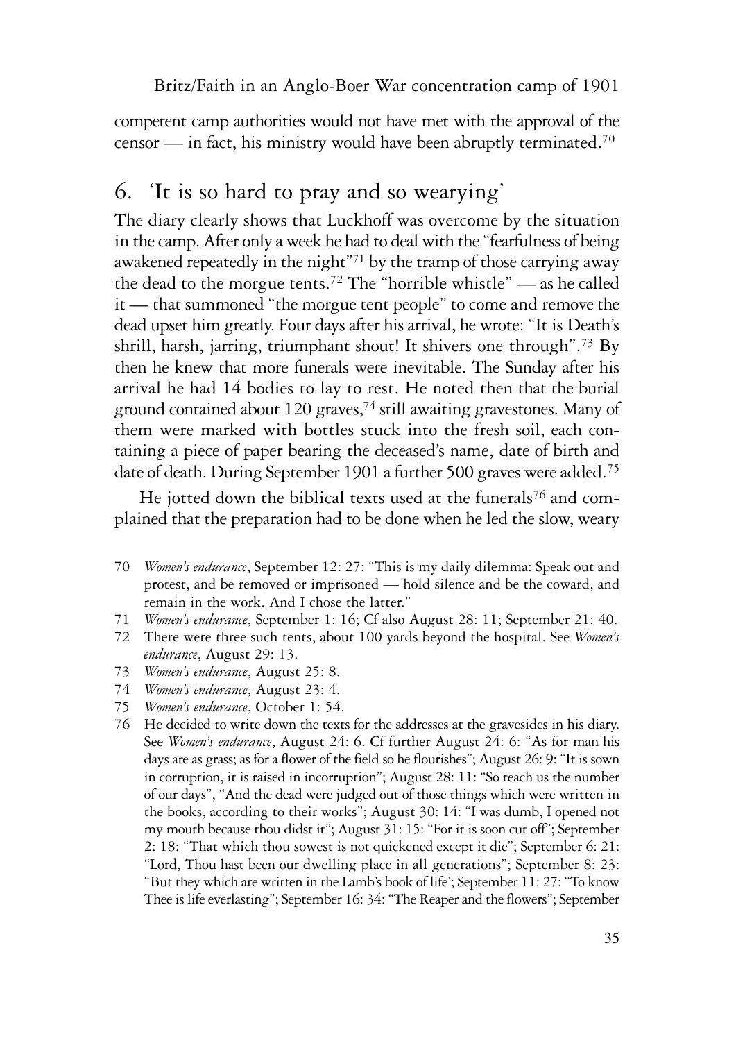competent camp authorities would not have met with the approval of the censor — in fact, his ministry would have been abruptly terminated.[70]

## 6. 'It is so hard to pray and so wearying'

The diary clearly shows that Luckhoff was overcome by the situation in the camp. After only a week he had to deal with the "fearfulness of being awakened repeatedly in the night"[71] by the tramp of those carrying away the dead to the morgue tents.[72] The "horrible whistle" — as he called it — that summoned "the morgue tent people" to come and remove the dead upset him greatly. Four days after his arrival, he wrote: "It is Death's shrill, harsh, jarring, triumphant shout! It shivers one through".[73] By then he knew that more funerals were inevitable. The Sunday after his arrival he had 14 bodies to lay to rest. He noted then that the burial ground contained about 120 graves,[74] still awaiting gravestones. Many of them were marked with bottles stuck into the fresh soil, each containing a piece of paper bearing the deceased's name, date of birth and date of death. During September 1901 a further 500 graves were added.[75]

He jotted down the biblical texts used at the funerals[76] and complained that the preparation had to be done when he led the slow, weary

70 *Women's endurance*, September 12: 27: "This is my daily dilemma: Speak out and protest, and be removed or imprisoned — hold silence and be the coward, and remain in the work. And I chose the latter."

71 *Women's endurance*, September 1: 16; Cf also August 28: 11; September 21: 40.

72 There were three such tents, about 100 yards beyond the hospital. See *Women's endurance*, August 29: 13.

73 *Women's endurance*, August 25: 8.

74 *Women's endurance*, August 23: 4.

75 *Women's endurance*, October 1: 54.

76 He decided to write down the texts for the addresses at the gravesides in his diary. See *Women's endurance*, August 24: 6. Cf further August 24: 6: "As for man his days are as grass; as for a flower of the field so he flourishes"; August 26: 9: "It is sown in corruption, it is raised in incorruption"; August 28: 11: "So teach us the number of our days", "And the dead were judged out of those things which were written in the books, according to their works"; August 30: 14: "I was dumb, I opened not my mouth because thou didst it"; August 31: 15: "For it is soon cut off"; September 2: 18: "That which thou sowest is not quickened except it die"; September 6: 21: "Lord, Thou hast been our dwelling place in all generations"; September 8: 23: "But they which are written in the Lamb's book of life'; September 11: 27: "To know Thee is life everlasting"; September 16: 34: "The Reaper and the flowers"; September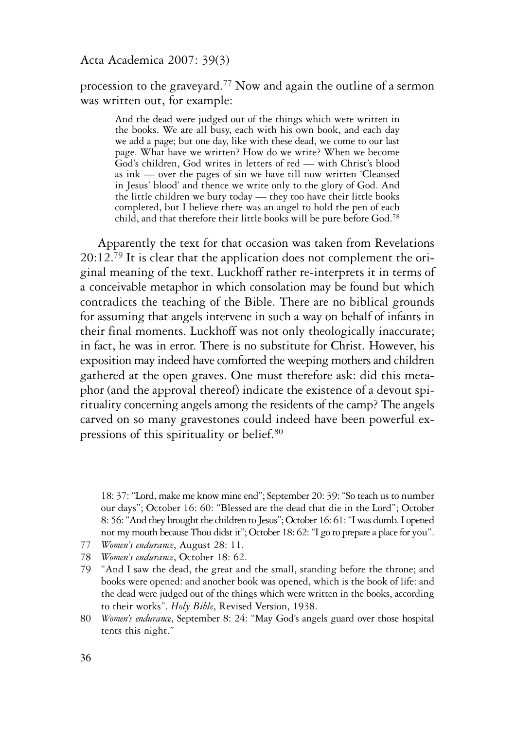procession to the graveyard.[77] Now and again the outline of a sermon was written out, for example:

> And the dead were judged out of the things which were written in the books. We are all busy, each with his own book, and each day we add a page; but one day, like with these dead, we come to our last page. What have we written? How do we write? When we become God's children, God writes in letters of red — with Christ's blood as ink — over the pages of sin we have till now written 'Cleansed in Jesus' blood' and thence we write only to the glory of God. And the little children we bury today — they too have their little books completed, but I believe there was an angel to hold the pen of each child, and that therefore their little books will be pure before God.[78]

Apparently the text for that occasion was taken from Revelations 20:12.[79] It is clear that the application does not complement the original meaning of the text. Luckhoff rather re-interprets it in terms of a conceivable metaphor in which consolation may be found but which contradicts the teaching of the Bible. There are no biblical grounds for assuming that angels intervene in such a way on behalf of infants in their final moments. Luckhoff was not only theologically inaccurate; in fact, he was in error. There is no substitute for Christ. However, his exposition may indeed have comforted the weeping mothers and children gathered at the open graves. One must therefore ask: did this metaphor (and the approval thereof) indicate the existence of a devout spirituality concerning angels among the residents of the camp? The angels carved on so many gravestones could indeed have been powerful expressions of this spirituality or belief.[80]

18: 37: "Lord, make me know mine end"; September 20: 39: "So teach us to number our days"; October 16: 60: "Blessed are the dead that die in the Lord"; October 8: 56: "And they brought the children to Jesus"; October 16: 61: "I was dumb. I opened not my mouth because Thou didst it"; October 18: 62: "I go to prepare a place for you".

77 *Women's endurance*, August 28: 11.

78 *Women's endurance*, October 18: 62.

79 "And I saw the dead, the great and the small, standing before the throne; and books were opened: and another book was opened, which is the book of life: and the dead were judged out of the things which were written in the books, according to their works". *Holy Bible*, Revised Version, 1938.

80 *Women's endurance*, September 8: 24: "May God's angels guard over those hospital tents this night."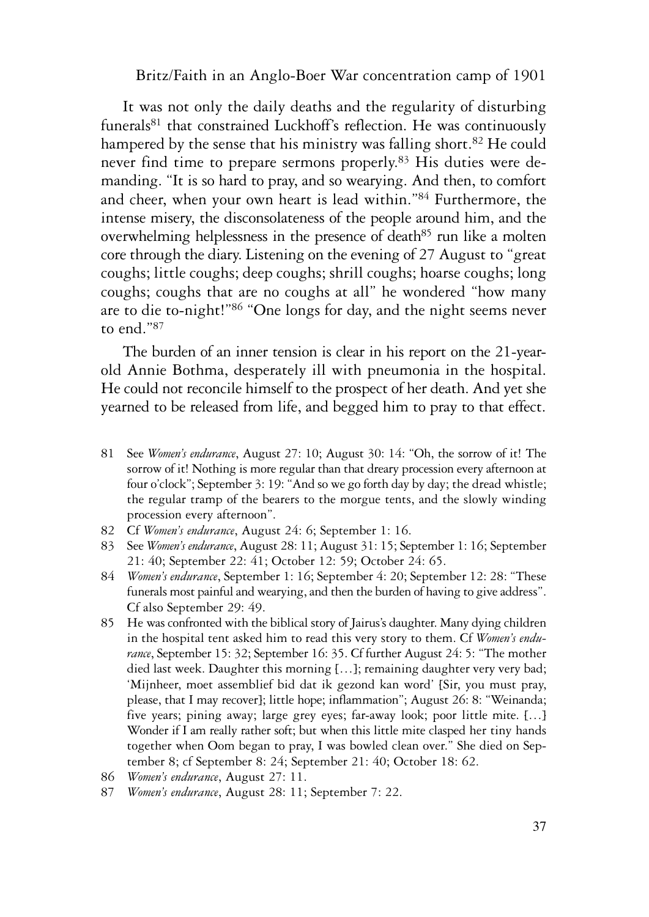It was not only the daily deaths and the regularity of disturbing funerals[81] that constrained Luckhoff's reflection. He was continuously hampered by the sense that his ministry was falling short.[82] He could never find time to prepare sermons properly.[83] His duties were demanding. "It is so hard to pray, and so wearying. And then, to comfort and cheer, when your own heart is lead within."[84] Furthermore, the intense misery, the disconsolateness of the people around him, and the overwhelming helplessness in the presence of death[85] run like a molten core through the diary. Listening on the evening of 27 August to "great coughs; little coughs; deep coughs; shrill coughs; hoarse coughs; long coughs; coughs that are no coughs at all" he wondered "how many are to die to-night!"[86] "One longs for day, and the night seems never to end."[87]

The burden of an inner tension is clear in his report on the 21-year-old Annie Bothma, desperately ill with pneumonia in the hospital. He could not reconcile himself to the prospect of her death. And yet she yearned to be released from life, and begged him to pray to that effect.

81 See *Women's endurance*, August 27: 10; August 30: 14: "Oh, the sorrow of it! The sorrow of it! Nothing is more regular than that dreary procession every afternoon at four o'clock"; September 3: 19: "And so we go forth day by day; the dread whistle; the regular tramp of the bearers to the morgue tents, and the slowly winding procession every afternoon".

82 Cf *Women's endurance*, August 24: 6; September 1: 16.

83 See *Women's endurance*, August 28: 11; August 31: 15; September 1: 16; September 21: 40; September 22: 41; October 12: 59; October 24: 65.

84 *Women's endurance*, September 1: 16; September 4: 20; September 12: 28: "These funerals most painful and wearying, and then the burden of having to give address". Cf also September 29: 49.

85 He was confronted with the biblical story of Jairus's daughter. Many dying children in the hospital tent asked him to read this very story to them. Cf *Women's endurance*, September 15: 32; September 16: 35. Cf further August 24: 5: "The mother died last week. Daughter this morning [...]; remaining daughter very very bad; 'Mijnheer, moet assemblief bid dat ik gezond kan word' [Sir, you must pray, please, that I may recover]; little hope; inflammation"; August 26: 8: "Weinanda; five years; pining away; large grey eyes; far-away look; poor little mite. [...] Wonder if I am really rather soft; but when this little mite clasped her tiny hands together when Oom began to pray, I was bowled clean over." She died on September 8; cf September 8: 24; September 21: 40; October 18: 62.

86 *Women's endurance*, August 27: 11.

87 *Women's endurance*, August 28: 11; September 7: 22.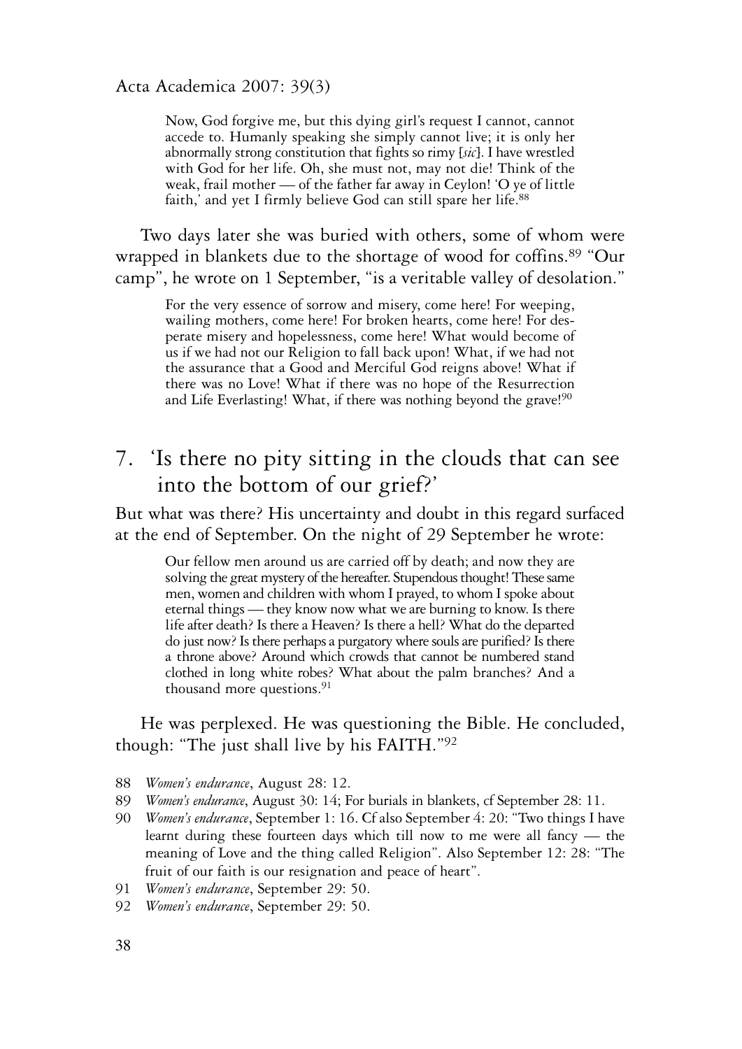> Now, God forgive me, but this dying girl's request I cannot, cannot accede to. Humanly speaking she simply cannot live; it is only her abnormally strong constitution that fights so rimy [*sic*]. I have wrestled with God for her life. Oh, she must not, may not die! Think of the weak, frail mother — of the father far away in Ceylon! 'O ye of little faith,' and yet I firmly believe God can still spare her life.[88]

Two days later she was buried with others, some of whom were wrapped in blankets due to the shortage of wood for coffins.[89] "Our camp", he wrote on 1 September, "is a veritable valley of desolation."

> For the very essence of sorrow and misery, come here! For weeping, wailing mothers, come here! For broken hearts, come here! For desperate misery and hopelessness, come here! What would become of us if we had not our Religion to fall back upon! What, if we had not the assurance that a Good and Merciful God reigns above! What if there was no Love! What if there was no hope of the Resurrection and Life Everlasting! What, if there was nothing beyond the grave![90]

## 7. 'Is there no pity sitting in the clouds that can see into the bottom of our grief?'

But what was there? His uncertainty and doubt in this regard surfaced at the end of September. On the night of 29 September he wrote:

> Our fellow men around us are carried off by death; and now they are solving the great mystery of the hereafter. Stupendous thought! These same men, women and children with whom I prayed, to whom I spoke about eternal things — they know now what we are burning to know. Is there life after death? Is there a Heaven? Is there a hell? What do the departed do just now? Is there perhaps a purgatory where souls are purified? Is there a throne above? Around which crowds that cannot be numbered stand clothed in long white robes? What about the palm branches? And a thousand more questions.[91]

He was perplexed. He was questioning the Bible. He concluded, though: "The just shall live by his FAITH."[92]

88 *Women's endurance*, August 28: 12.

89 *Women's endurance*, August 30: 14; For burials in blankets, cf September 28: 11.

90 *Women's endurance*, September 1: 16. Cf also September 4: 20: "Two things I have learnt during these fourteen days which till now to me were all fancy — the meaning of Love and the thing called Religion". Also September 12: 28: "The fruit of our faith is our resignation and peace of heart".

91 *Women's endurance*, September 29: 50.

92 *Women's endurance*, September 29: 50.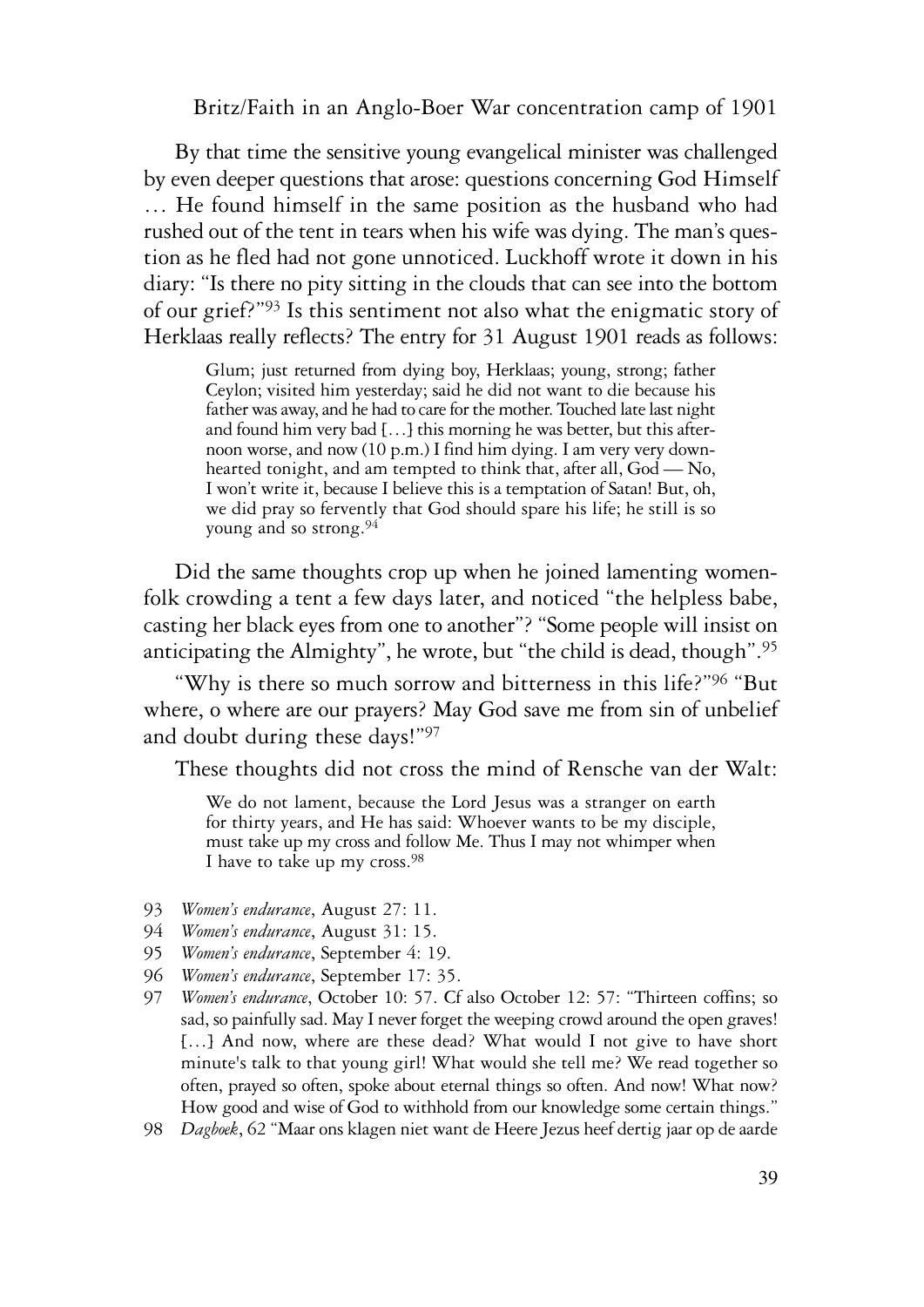By that time the sensitive young evangelical minister was challenged by even deeper questions that arose: questions concerning God Himself … He found himself in the same position as the husband who had rushed out of the tent in tears when his wife was dying. The man's question as he fled had not gone unnoticed. Luckhoff wrote it down in his diary: "Is there no pity sitting in the clouds that can see into the bottom of our grief?"[93] Is this sentiment not also what the enigmatic story of Herklaas really reflects? The entry for 31 August 1901 reads as follows:

> Glum; just returned from dying boy, Herklaas; young, strong; father Ceylon; visited him yesterday; said he did not want to die because his father was away, and he had to care for the mother. Touched late last night and found him very bad […] this morning he was better, but this afternoon worse, and now (10 p.m.) I find him dying. I am very very downhearted tonight, and am tempted to think that, after all, God — No, I won't write it, because I believe this is a temptation of Satan! But, oh, we did pray so fervently that God should spare his life; he still is so young and so strong.[94]

Did the same thoughts crop up when he joined lamenting womenfolk crowding a tent a few days later, and noticed "the helpless babe, casting her black eyes from one to another"? "Some people will insist on anticipating the Almighty", he wrote, but "the child is dead, though".[95]

"Why is there so much sorrow and bitterness in this life?"[96] "But where, o where are our prayers? May God save me from sin of unbelief and doubt during these days!"[97]

These thoughts did not cross the mind of Rensche van der Walt:

> We do not lament, because the Lord Jesus was a stranger on earth for thirty years, and He has said: Whoever wants to be my disciple, must take up my cross and follow Me. Thus I may not whimper when I have to take up my cross.[98]

93 *Women's endurance*, August 27: 11.

94 *Women's endurance*, August 31: 15.

95 *Women's endurance*, September 4: 19.

96 *Women's endurance*, September 17: 35.

97 *Women's endurance*, October 10: 57. Cf also October 12: 57: "Thirteen coffins; so sad, so painfully sad. May I never forget the weeping crowd around the open graves! […] And now, where are these dead? What would I not give to have short minute's talk to that young girl! What would she tell me? We read together so often, prayed so often, spoke about eternal things so often. And now! What now? How good and wise of God to withhold from our knowledge some certain things."

98 *Dagboek*, 62 "Maar ons klagen niet want de Heere Jezus heef dertig jaar op de aarde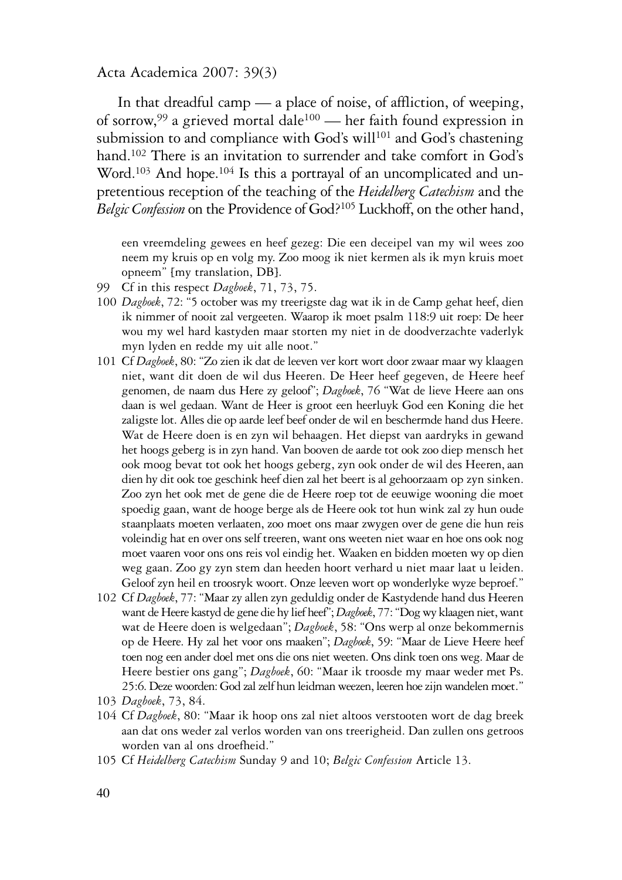In that dreadful camp — a place of noise, of affliction, of weeping, of sorrow,[99] a grieved mortal dale[100] — her faith found expression in submission to and compliance with God's will[101] and God's chastening hand.[102] There is an invitation to surrender and take comfort in God's Word.[103] And hope.[104] Is this a portrayal of an uncomplicated and unpretentious reception of the teaching of the *Heidelberg Catechism* and the *Belgic Confession* on the Providence of God?[105] Luckhoff, on the other hand,

een vreemdeling gewees en heef gezeg: Die een deceipel van my wil wees zoo neem my kruis op en volg my. Zoo moog ik niet kermen als ik myn kruis moet opneem" [my translation, DB].

99 Cf in this respect *Dagboek*, 71, 73, 75.

100 *Dagboek*, 72: "5 october was my treerigste dag wat ik in de Camp gehat heef, dien ik nimmer of nooit zal vergeeten. Waarop ik moet psalm 118:9 uit roep: De heer wou my wel hard kastyden maar storten my niet in de doodverzachte vaderlyk myn lyden en redde my uit alle noot."

101 Cf *Dagboek*, 80: "Zo zien ik dat de leeven ver kort wort door zwaar maar wy klaagen niet, want dit doen de wil dus Heeren. De Heer heef gegeven, de Heere heef genomen, de naam dus Here zy geloof"; *Dagboek*, 76 "Wat de lieve Heere aan ons daan is wel gedaan. Want de Heer is groot een heerluyk God een Koning die het zaligste lot. Alles die op aarde leef beef onder de wil en beschermde hand dus Heere. Wat de Heere doen is en zyn wil behaagen. Het diepst van aardryks in gewand het hoogs geberg is in zyn hand. Van booven de aarde tot ook zoo diep mensch het ook moog bevat tot ook het hoogs geberg, zyn ook onder de wil des Heeren, aan dien hy dit ook toe geschink heef dien zal het beert is al gehoorzaam op zyn sinken. Zoo zyn het ook met de gene die de Heere roep tot de eeuwige wooning die moet spoedig gaan, want de hooge berge als de Heere ook tot hun wink zal zy hun oude staanplaats moeten verlaaten, zoo moet ons maar zwygen over de gene die hun reis voleindig hat en over ons self treeren, want ons weeten niet waar en hoe ons ook nog moet vaaren voor ons ons reis vol eindig het. Waaken en bidden moeten wy op dien weg gaan. Zoo gy zyn stem dan heeden hoort verhard u niet maar laat u leiden. Geloof zyn heil en troosryk woort. Onze leeven wort op wonderlyke wyze beproef."

102 Cf *Dagboek*, 77: "Maar zy allen zyn geduldig onder de Kastydende hand dus Heeren want de Heere kastyd de gene die hy lief heef"; *Dagboek*, 77: "Dog wy klaagen niet, want wat de Heere doen is welgedaan"; *Dagboek*, 58: "Ons werp al onze bekommernis op de Heere. Hy zal het voor ons maaken"; *Dagboek*, 59: "Maar de Lieve Heere heef toen nog een ander doel met ons die ons niet weeten. Ons dink toen ons weg. Maar de Heere bestier ons gang"; *Dagboek*, 60: "Maar ik troosde my maar weder met Ps. 25:6. Deze woorden: God zal zelf hun leidman weezen, leeren hoe zijn wandelen moet."

103 *Dagboek*, 73, 84.

104 Cf *Dagboek*, 80: "Maar ik hoop ons zal niet altoos verstooten wort de dag breek aan dat ons weder zal verlos worden van ons treerigheid. Dan zullen ons getroos worden van al ons droefheid."

105 Cf *Heidelberg Catechism* Sunday 9 and 10; *Belgic Confession* Article 13.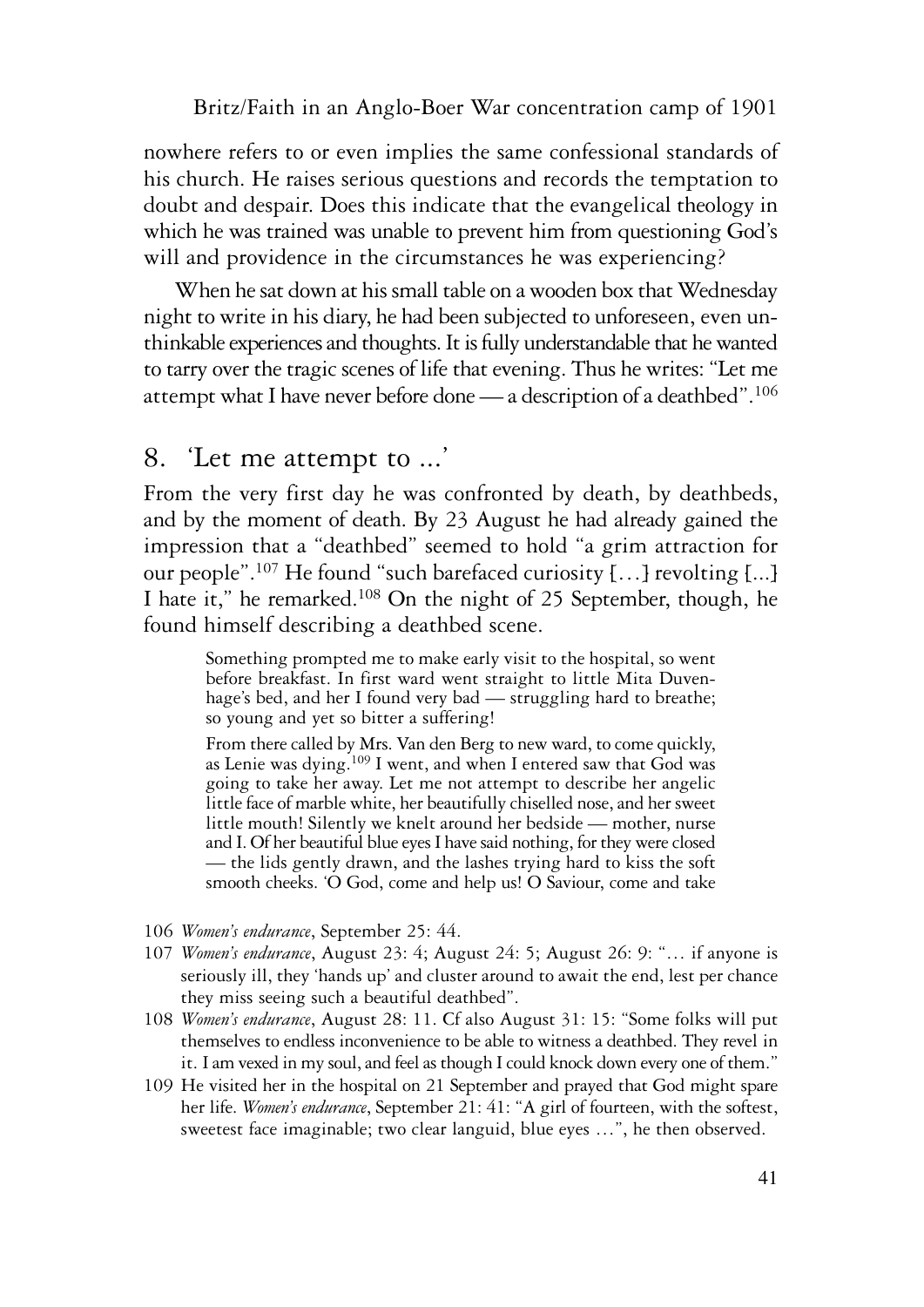nowhere refers to or even implies the same confessional standards of his church. He raises serious questions and records the temptation to doubt and despair. Does this indicate that the evangelical theology in which he was trained was unable to prevent him from questioning God's will and providence in the circumstances he was experiencing?

When he sat down at his small table on a wooden box that Wednesday night to write in his diary, he had been subjected to unforeseen, even unthinkable experiences and thoughts. It is fully understandable that he wanted to tarry over the tragic scenes of life that evening. Thus he writes: "Let me attempt what I have never before done — a description of a deathbed".[106]

## 8. 'Let me attempt to ...'

From the very first day he was confronted by death, by deathbeds, and by the moment of death. By 23 August he had already gained the impression that a "deathbed" seemed to hold "a grim attraction for our people".[107] He found "such barefaced curiosity […] revolting [...] I hate it," he remarked.[108] On the night of 25 September, though, he found himself describing a deathbed scene.

> Something prompted me to make early visit to the hospital, so went before breakfast. In first ward went straight to little Mita Duvenhage's bed, and her I found very bad — struggling hard to breathe; so young and yet so bitter a suffering!
>
> From there called by Mrs. Van den Berg to new ward, to come quickly, as Lenie was dying.[109] I went, and when I entered saw that God was going to take her away. Let me not attempt to describe her angelic little face of marble white, her beautifully chiselled nose, and her sweet little mouth! Silently we knelt around her bedside — mother, nurse and I. Of her beautiful blue eyes I have said nothing, for they were closed — the lids gently drawn, and the lashes trying hard to kiss the soft smooth cheeks. 'O God, come and help us! O Saviour, come and take

106 *Women's endurance*, September 25: 44.

107 *Women's endurance*, August 23: 4; August 24: 5; August 26: 9: "… if anyone is seriously ill, they 'hands up' and cluster around to await the end, lest per chance they miss seeing such a beautiful deathbed".

108 *Women's endurance*, August 28: 11. Cf also August 31: 15: "Some folks will put themselves to endless inconvenience to be able to witness a deathbed. They revel in it. I am vexed in my soul, and feel as though I could knock down every one of them."

109 He visited her in the hospital on 21 September and prayed that God might spare her life. *Women's endurance*, September 21: 41: "A girl of fourteen, with the softest, sweetest face imaginable; two clear languid, blue eyes …", he then observed.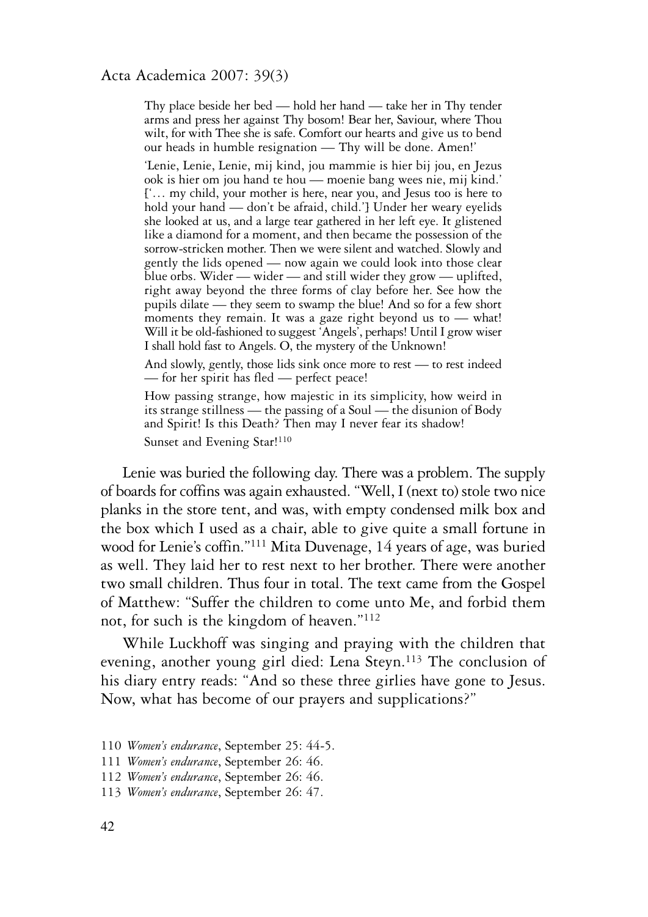> Thy place beside her bed — hold her hand — take her in Thy tender arms and press her against Thy bosom! Bear her, Saviour, where Thou wilt, for with Thee she is safe. Comfort our hearts and give us to bend our heads in humble resignation — Thy will be done. Amen!'
>
> 'Lenie, Lenie, Lenie, mij kind, jou mammie is hier bij jou, en Jezus ook is hier om jou hand te hou — moenie bang wees nie, mij kind.' ['… my child, your mother is here, near you, and Jesus too is here to hold your hand — don't be afraid, child.'] Under her weary eyelids she looked at us, and a large tear gathered in her left eye. It glistened like a diamond for a moment, and then became the possession of the sorrow-stricken mother. Then we were silent and watched. Slowly and gently the lids opened — now again we could look into those clear blue orbs. Wider — wider — and still wider they grow — uplifted, right away beyond the three forms of clay before her. See how the pupils dilate — they seem to swamp the blue! And so for a few short moments they remain. It was a gaze right beyond us to — what! Will it be old-fashioned to suggest 'Angels', perhaps! Until I grow wiser I shall hold fast to Angels. O, the mystery of the Unknown!
>
> And slowly, gently, those lids sink once more to rest — to rest indeed — for her spirit has fled — perfect peace!
>
> How passing strange, how majestic in its simplicity, how weird in its strange stillness — the passing of a Soul — the disunion of Body and Spirit! Is this Death? Then may I never fear its shadow!
>
> Sunset and Evening Star![110]

Lenie was buried the following day. There was a problem. The supply of boards for coffins was again exhausted. "Well, I (next to) stole two nice planks in the store tent, and was, with empty condensed milk box and the box which I used as a chair, able to give quite a small fortune in wood for Lenie's coffin."[111] Mita Duvenage, 14 years of age, was buried as well. They laid her to rest next to her brother. There were another two small children. Thus four in total. The text came from the Gospel of Matthew: "Suffer the children to come unto Me, and forbid them not, for such is the kingdom of heaven."[112]

While Luckhoff was singing and praying with the children that evening, another young girl died: Lena Steyn.[113] The conclusion of his diary entry reads: "And so these three girlies have gone to Jesus. Now, what has become of our prayers and supplications?"

110 *Women's endurance*, September 25: 44-5.

111 *Women's endurance*, September 26: 46.

112 *Women's endurance*, September 26: 46.

113 *Women's endurance*, September 26: 47.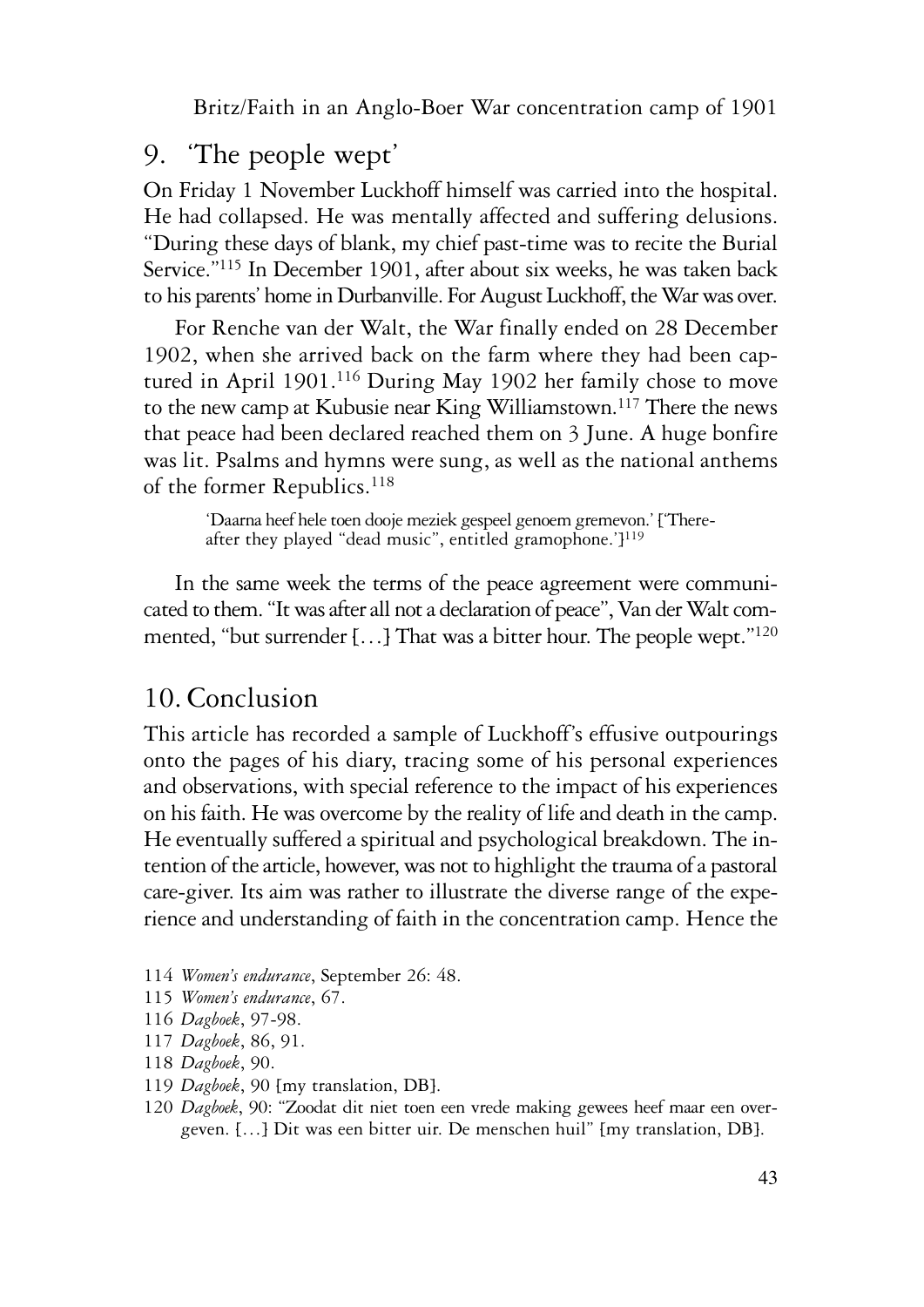## 9. 'The people wept'

On Friday 1 November Luckhoff himself was carried into the hospital. He had collapsed. He was mentally affected and suffering delusions. "During these days of blank, my chief past-time was to recite the Burial Service."[115] In December 1901, after about six weeks, he was taken back to his parents' home in Durbanville. For August Luckhoff, the War was over.

For Renche van der Walt, the War finally ended on 28 December 1902, when she arrived back on the farm where they had been captured in April 1901.[116] During May 1902 her family chose to move to the new camp at Kubusie near King Williamstown.[117] There the news that peace had been declared reached them on 3 June. A huge bonfire was lit. Psalms and hymns were sung, as well as the national anthems of the former Republics.[118]

> 'Daarna heef hele toen dooje meziek gespeel genoem gremevon.' ['Thereafter they played "dead music", entitled gramophone.'][119]

In the same week the terms of the peace agreement were communicated to them. "It was after all not a declaration of peace", Van der Walt commented, "but surrender [...] That was a bitter hour. The people wept."[120]

## 10. Conclusion

This article has recorded a sample of Luckhoff's effusive outpourings onto the pages of his diary, tracing some of his personal experiences and observations, with special reference to the impact of his experiences on his faith. He was overcome by the reality of life and death in the camp. He eventually suffered a spiritual and psychological breakdown. The intention of the article, however, was not to highlight the trauma of a pastoral care-giver. Its aim was rather to illustrate the diverse range of the experience and understanding of faith in the concentration camp. Hence the

114 *Women's endurance*, September 26: 48.

115 *Women's endurance*, 67.

116 *Dagboek*, 97-98.

117 *Dagboek*, 86, 91.

118 *Dagboek*, 90.

119 *Dagboek*, 90 [my translation, DB].

120 *Dagboek*, 90: "Zoodat dit niet toen een vrede making gewees heef maar een overgeven. [...] Dit was een bitter uir. De menschen huil" [my translation, DB].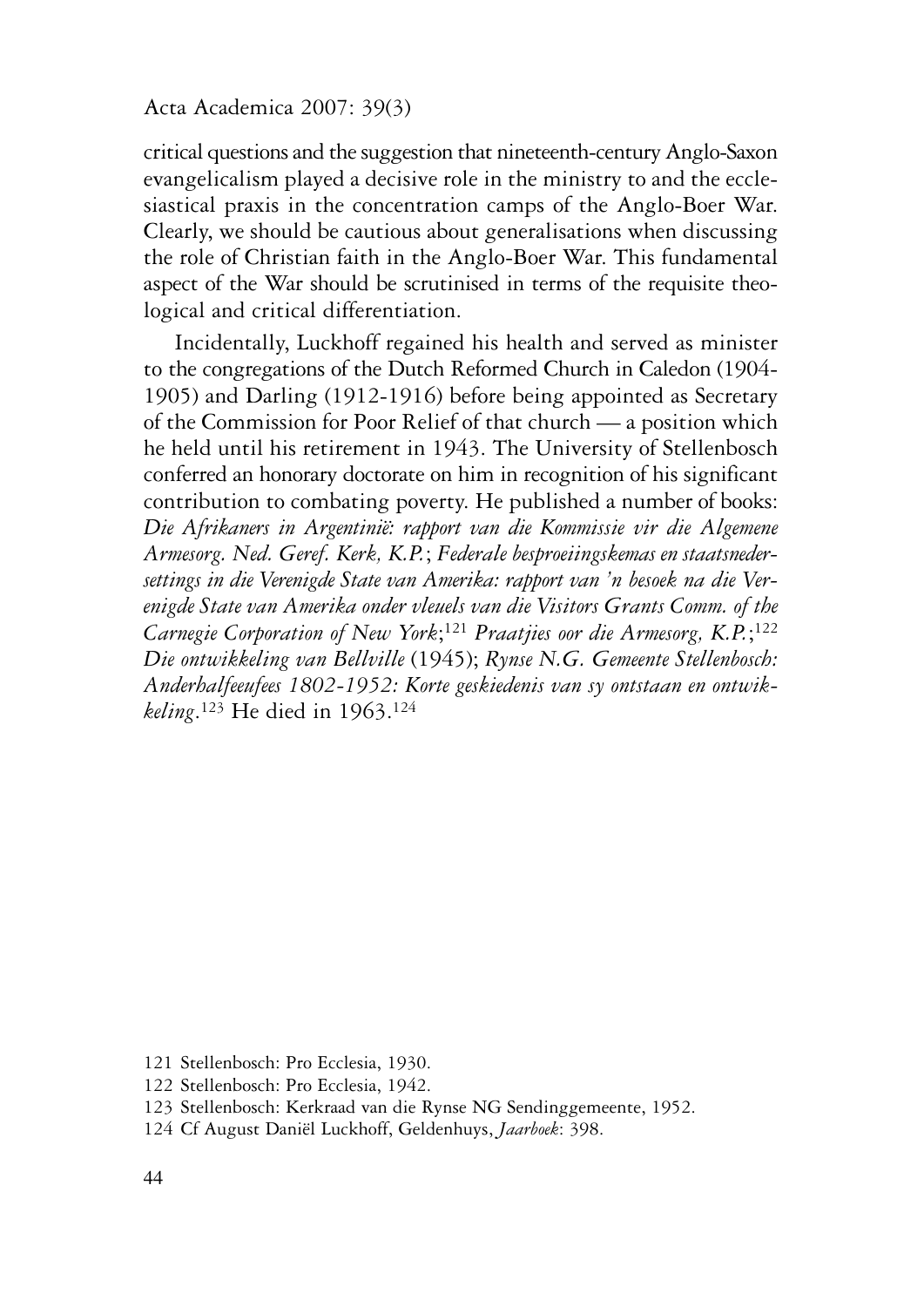critical questions and the suggestion that nineteenth-century Anglo-Saxon evangelicalism played a decisive role in the ministry to and the ecclesiastical praxis in the concentration camps of the Anglo-Boer War. Clearly, we should be cautious about generalisations when discussing the role of Christian faith in the Anglo-Boer War. This fundamental aspect of the War should be scrutinised in terms of the requisite theological and critical differentiation.

Incidentally, Luckhoff regained his health and served as minister to the congregations of the Dutch Reformed Church in Caledon (1904-1905) and Darling (1912-1916) before being appointed as Secretary of the Commission for Poor Relief of that church — a position which he held until his retirement in 1943. The University of Stellenbosch conferred an honorary doctorate on him in recognition of his significant contribution to combating poverty. He published a number of books: *Die Afrikaners in Argentinië: rapport van die Kommissie vir die Algemene Armesorg. Ned. Geref. Kerk, K.P.*; *Federale besproeiingskemas en staatsnedersettings in die Verenigde State van Amerika: rapport van 'n besoek na die Verenigde State van Amerika onder vleuels van die Visitors Grants Comm. of the Carnegie Corporation of New York*;[121] *Praatjies oor die Armesorg, K.P.*;[122] *Die ontwikkeling van Bellville* (1945); *Rynse N.G. Gemeente Stellenbosch: Anderhalfeeufees 1802-1952: Korte geskiedenis van sy ontstaan en ontwikkeling*.[123] He died in 1963.[124]

121 Stellenbosch: Pro Ecclesia, 1930.

122 Stellenbosch: Pro Ecclesia, 1942.

123 Stellenbosch: Kerkraad van die Rynse NG Sendinggemeente, 1952.

124 Cf August Daniël Luckhoff, Geldenhuys, *Jaarboek*: 398.